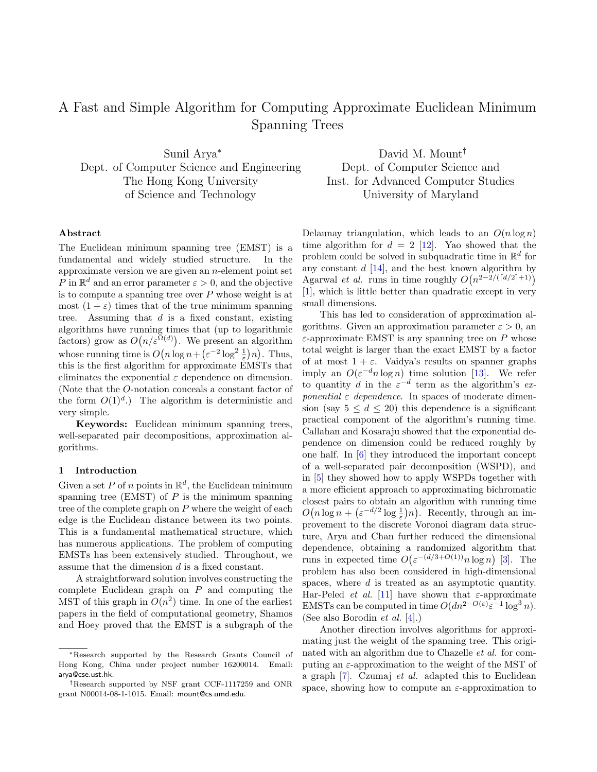# A Fast and Simple Algorithm for Computing Approximate Euclidean Minimum Spanning Trees

Sunil Arya*
Dept. of Computer Science and Engineering
The Hong Kong University
of Science and Technology

David M. Mount†
Dept. of Computer Science and
Inst. for Advanced Computer Studies
University of Maryland

### Abstract

The Euclidean minimum spanning tree (EMST) is a fundamental and widely studied structure. In the approximate version we are given an $n$-element point set $P$ in $\mathbb{R}^d$ and an error parameter $\varepsilon > 0$, and the objective is to compute a spanning tree over $P$ whose weight is at most $(1+\varepsilon)$ times that of the true minimum spanning tree. Assuming that $d$ is a fixed constant, existing algorithms have running times that (up to logarithmic factors) grow as $O(n/\varepsilon^{\Omega(d)})$. We present an algorithm whose running time is $O(n \log n + (\varepsilon^{-2} \log^2 \frac{1}{\varepsilon})n)$. Thus, this is the first algorithm for approximate EMSTs that eliminates the exponential $\varepsilon$ dependence on dimension. (Note that the $O$-notation conceals a constant factor of the form $O(1)^d$.) The algorithm is deterministic and very simple.

**Keywords:** Euclidean minimum spanning trees, well-separated pair decompositions, approximation algorithms.

## 1 Introduction

Given a set $P$ of $n$ points in $\mathbb{R}^d$, the Euclidean minimum spanning tree (EMST) of $P$ is the minimum spanning tree of the complete graph on $P$ where the weight of each edge is the Euclidean distance between its two points. This is a fundamental mathematical structure, which has numerous applications. The problem of computing EMSTs has been extensively studied. Throughout, we assume that the dimension $d$ is a fixed constant.

A straightforward solution involves constructing the complete Euclidean graph on $P$ and computing the MST of this graph in $O(n^2)$ time. In one of the earliest papers in the field of computational geometry, Shamos and Hoey proved that the EMST is a subgraph of the Delaunay triangulation, which leads to an $O(n \log n)$ time algorithm for $d = 2$ [12]. Yao showed that the problem could be solved in subquadratic time in $\mathbb{R}^d$ for any constant $d$ [14], and the best known algorithm by Agarwal *et al.* runs in time roughly $O(n^{2-2/(\lceil d/2 \rceil+1)})$ [1], which is little better than quadratic except in very small dimensions.

This has led to consideration of approximation algorithms. Given an approximation parameter $\varepsilon > 0$, an $\varepsilon$-approximate EMST is any spanning tree on $P$ whose total weight is larger than the exact EMST by a factor of at most $1 + \varepsilon$. Vaidya's results on spanner graphs imply an $O(\varepsilon^{-d} n \log n)$ time solution [13]. We refer to quantity $d$ in the $\varepsilon^{-d}$ term as the algorithm's *exponential $\varepsilon$ dependence*. In spaces of moderate dimension (say $5 \le d \le 20$) this dependence is a significant practical component of the algorithm's running time. Callahan and Kosaraju showed that the exponential dependence on dimension could be reduced roughly by one half. In [6] they introduced the important concept of a well-separated pair decomposition (WSPD), and in [5] they showed how to apply WSPDs together with a more efficient approach to approximating bichromatic closest pairs to obtain an algorithm with running time $O(n \log n + (\varepsilon^{-d/2} \log \frac{1}{\varepsilon})n)$. Recently, through an improvement to the discrete Voronoi diagram data structure, Arya and Chan further reduced the dimensional dependence, obtaining a randomized algorithm that runs in expected time $O(\varepsilon^{-(d/3+O(1))} n \log n)$ [3]. The problem has also been considered in high-dimensional spaces, where $d$ is treated as an asymptotic quantity. Har-Peled *et al.* [11] have shown that $\varepsilon$-approximate EMSTs can be computed in time $O(dn^{2-O(\varepsilon)} \varepsilon^{-1} \log^3 n)$. (See also Borodin *et al.* [4].)

Another direction involves algorithms for approximating just the weight of the spanning tree. This originated with an algorithm due to Chazelle *et al.* for computing an $\varepsilon$-approximation to the weight of the MST of a graph [7]. Czumaj *et al.* adapted this to Euclidean space, showing how to compute an $\varepsilon$-approximation to

---

*Research supported by the Research Grants Council of Hong Kong, China under project number 16200014. Email: arya@cse.ust.hk.

†Research supported by NSF grant CCF-1117259 and ONR grant N00014-08-1-1015. Email: mount@cs.umd.edu.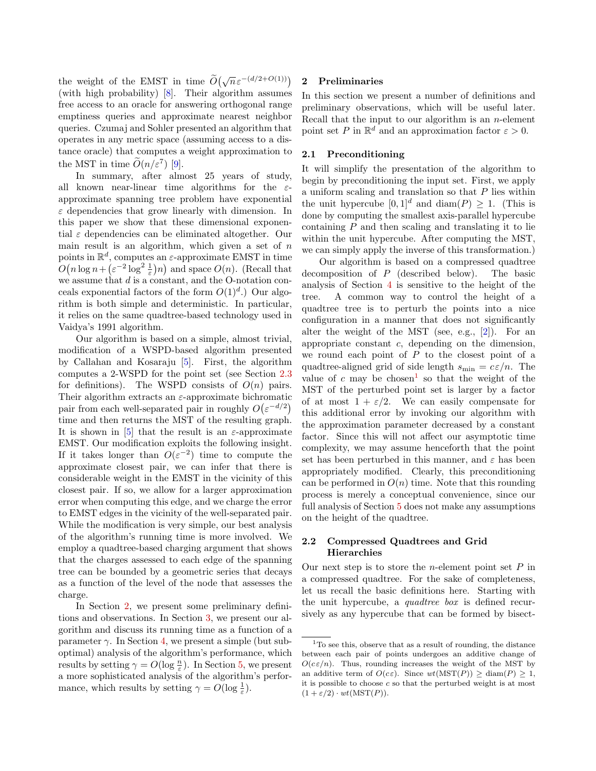the weight of the EMST in time $\widetilde{O}\big(\sqrt{n}\,\varepsilon^{-(d/2+O(1))}\big)$ (with high probability) [8]. Their algorithm assumes free access to an oracle for answering orthogonal range emptiness queries and approximate nearest neighbor queries. Czumaj and Sohler presented an algorithm that operates in any metric space (assuming access to a distance oracle) that computes a weight approximation to the MST in time $\widetilde{O}(n/\varepsilon^7)$ [9].

In summary, after almost 25 years of study, all known near-linear time algorithms for the $\varepsilon$-approximate spanning tree problem have exponential $\varepsilon$ dependencies that grow linearly with dimension. In this paper we show that these dimensional exponential $\varepsilon$ dependencies can be eliminated altogether. Our main result is an algorithm, which given a set of $n$ points in $\mathbb{R}^d$, computes an $\varepsilon$-approximate EMST in time $O\big(n \log n + \big(\varepsilon^{-2} \log^2 \frac{1}{\varepsilon}\big)n\big)$ and space $O(n)$. (Recall that we assume that $d$ is a constant, and the O-notation conceals exponential factors of the form $O(1)^d$.) Our algorithm is both simple and deterministic. In particular, it relies on the same quadtree-based technology used in Vaidya's 1991 algorithm.

Our algorithm is based on a simple, almost trivial, modification of a WSPD-based algorithm presented by Callahan and Kosaraju [5]. First, the algorithm computes a 2-WSPD for the point set (see Section 2.3 for definitions). The WSPD consists of $O(n)$ pairs. Their algorithm extracts an $\varepsilon$-approximate bichromatic pair from each well-separated pair in roughly $O\big(\varepsilon^{-d/2}\big)$ time and then returns the MST of the resulting graph. It is shown in [5] that the result is an $\varepsilon$-approximate EMST. Our modification exploits the following insight. If it takes longer than $O(\varepsilon^{-2})$ time to compute the approximate closest pair, we can infer that there is considerable weight in the EMST in the vicinity of this closest pair. If so, we allow for a larger approximation error when computing this edge, and we charge the error to EMST edges in the vicinity of the well-separated pair. While the modification is very simple, our best analysis of the algorithm's running time is more involved. We employ a quadtree-based charging argument that shows that the charges assessed to each edge of the spanning tree can be bounded by a geometric series that decays as a function of the level of the node that assesses the charge.

In Section 2, we present some preliminary definitions and observations. In Section 3, we present our algorithm and discuss its running time as a function of a parameter $\gamma$. In Section 4, we present a simple (but suboptimal) analysis of the algorithm's performance, which results by setting $\gamma = O(\log \frac{n}{\varepsilon})$. In Section 5, we present a more sophisticated analysis of the algorithm's performance, which results by setting $\gamma = O(\log \frac{1}{\varepsilon})$.

## 2 Preliminaries

In this section we present a number of definitions and preliminary observations, which will be useful later. Recall that the input to our algorithm is an $n$-element point set $P$ in $\mathbb{R}^d$ and an approximation factor $\varepsilon > 0$.

### 2.1 Preconditioning

It will simplify the presentation of the algorithm to begin by preconditioning the input set. First, we apply a uniform scaling and translation so that $P$ lies within the unit hypercube $[0, 1]^d$ and $\mathrm{diam}(P) \geq 1$. (This is done by computing the smallest axis-parallel hypercube containing $P$ and then scaling and translating it to lie within the unit hypercube. After computing the MST, we can simply apply the inverse of this transformation.)

Our algorithm is based on a compressed quadtree decomposition of $P$ (described below). The basic analysis of Section 4 is sensitive to the height of the tree. A common way to control the height of a quadtree tree is to perturb the points into a nice configuration in a manner that does not significantly alter the weight of the MST (see, e.g., [2]). For an appropriate constant $c$, depending on the dimension, we round each point of $P$ to the closest point of a quadtree-aligned grid of side length $s_{\min} = c\varepsilon/n$. The value of $c$ may be chosen[1] so that the weight of the MST of the perturbed point set is larger by a factor of at most $1 + \varepsilon/2$. We can easily compensate for this additional error by invoking our algorithm with the approximation parameter decreased by a constant factor. Since this will not affect our asymptotic time complexity, we may assume henceforth that the point set has been perturbed in this manner, and $\varepsilon$ has been appropriately modified. Clearly, this preconditioning can be performed in $O(n)$ time. Note that this rounding process is merely a conceptual convenience, since our full analysis of Section 5 does not make any assumptions on the height of the quadtree.

### 2.2 Compressed Quadtrees and Grid Hierarchies

Our next step is to store the $n$-element point set $P$ in a compressed quadtree. For the sake of completeness, let us recall the basic definitions here. Starting with the unit hypercube, a *quadtree box* is defined recursively as any hypercube that can be formed by bisect-

[1] To see this, observe that as a result of rounding, the distance between each pair of points undergoes an additive change of $O(c\varepsilon/n)$. Thus, rounding increases the weight of the MST by an additive term of $O(c\varepsilon)$. Since $wt(\mathrm{MST}(P)) \geq \mathrm{diam}(P) \geq 1$, it is possible to choose $c$ so that the perturbed weight is at most $(1 + \varepsilon/2) \cdot wt(\mathrm{MST}(P))$.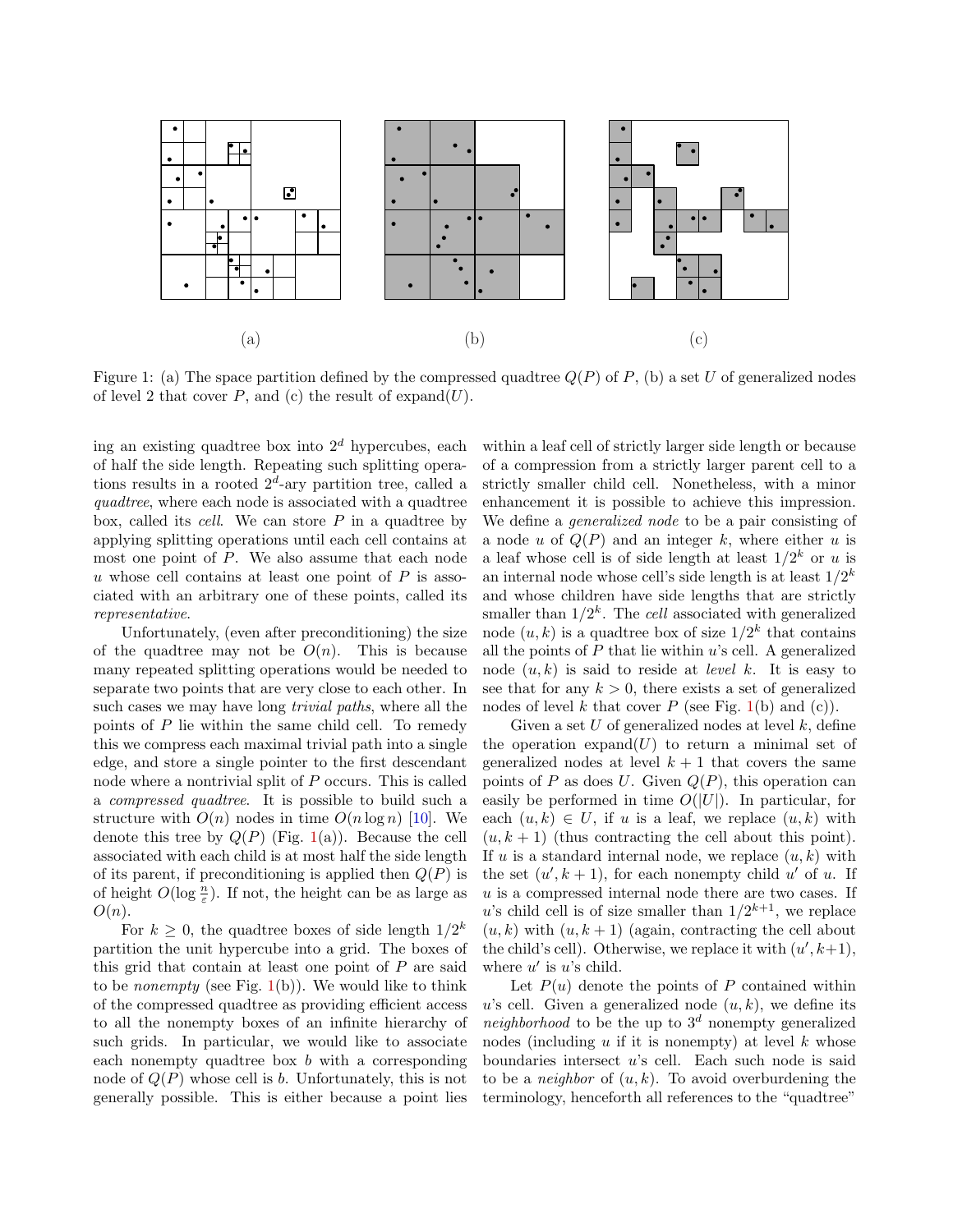(a) (b) (c)

Figure 1: (a) The space partition defined by the compressed quadtree $Q(P)$ of $P$, (b) a set $U$ of generalized nodes of level 2 that cover $P$, and (c) the result of expand($U$).

ing an existing quadtree box into $2^d$ hypercubes, each of half the side length. Repeating such splitting operations results in a rooted $2^d$-ary partition tree, called a *quadtree*, where each node is associated with a quadtree box, called its *cell*. We can store $P$ in a quadtree by applying splitting operations until each cell contains at most one point of $P$. We also assume that each node $u$ whose cell contains at least one point of $P$ is associated with an arbitrary one of these points, called its *representative*.

Unfortunately, (even after preconditioning) the size of the quadtree may not be $O(n)$. This is because many repeated splitting operations would be needed to separate two points that are very close to each other. In such cases we may have long *trivial paths*, where all the points of $P$ lie within the same child cell. To remedy this we compress each maximal trivial path into a single edge, and store a single pointer to the first descendant node where a nontrivial split of $P$ occurs. This is called a *compressed quadtree*. It is possible to build such a structure with $O(n)$ nodes in time $O(n \log n)$ [10]. We denote this tree by $Q(P)$ (Fig. 1(a)). Because the cell associated with each child is at most half the side length of its parent, if preconditioning is applied then $Q(P)$ is of height $O(\log \frac{n}{\varepsilon})$. If not, the height can be as large as $O(n)$.

For $k \geq 0$, the quadtree boxes of side length $1/2^k$ partition the unit hypercube into a grid. The boxes of this grid that contain at least one point of $P$ are said to be *nonempty* (see Fig. 1(b)). We would like to think of the compressed quadtree as providing efficient access to all the nonempty boxes of an infinite hierarchy of such grids. In particular, we would like to associate each nonempty quadtree box $b$ with a corresponding node of $Q(P)$ whose cell is $b$. Unfortunately, this is not generally possible. This is either because a point lies within a leaf cell of strictly larger side length or because of a compression from a strictly larger parent cell to a strictly smaller child cell. Nonetheless, with a minor enhancement it is possible to achieve this impression. We define a *generalized node* to be a pair consisting of a node $u$ of $Q(P)$ and an integer $k$, where either $u$ is a leaf whose cell is of side length at least $1/2^k$ or $u$ is an internal node whose cell's side length is at least $1/2^k$ and whose children have side lengths that are strictly smaller than $1/2^k$. The *cell* associated with generalized node $(u, k)$ is a quadtree box of size $1/2^k$ that contains all the points of $P$ that lie within $u$'s cell. A generalized node $(u, k)$ is said to reside at *level* $k$. It is easy to see that for any $k > 0$, there exists a set of generalized nodes of level $k$ that cover $P$ (see Fig. 1(b) and (c)).

Given a set $U$ of generalized nodes at level $k$, define the operation expand($U$) to return a minimal set of generalized nodes at level $k + 1$ that covers the same points of $P$ as does $U$. Given $Q(P)$, this operation can easily be performed in time $O(|U|)$. In particular, for each $(u, k) \in U$, if $u$ is a leaf, we replace $(u, k)$ with $(u, k + 1)$ (thus contracting the cell about this point). If $u$ is a standard internal node, we replace $(u, k)$ with the set $(u', k + 1)$, for each nonempty child $u'$ of $u$. If $u$ is a compressed internal node there are two cases. If $u$'s child cell is of size smaller than $1/2^{k+1}$, we replace $(u, k)$ with $(u, k + 1)$ (again, contracting the cell about the child's cell). Otherwise, we replace it with $(u', k+1)$, where $u'$ is $u$'s child.

Let $P(u)$ denote the points of $P$ contained within $u$'s cell. Given a generalized node $(u, k)$, we define its *neighborhood* to be the up to $3^d$ nonempty generalized nodes (including $u$ if it is nonempty) at level $k$ whose boundaries intersect $u$'s cell. Each such node is said to be a *neighbor* of $(u, k)$. To avoid overburdening the terminology, henceforth all references to the "quadtree"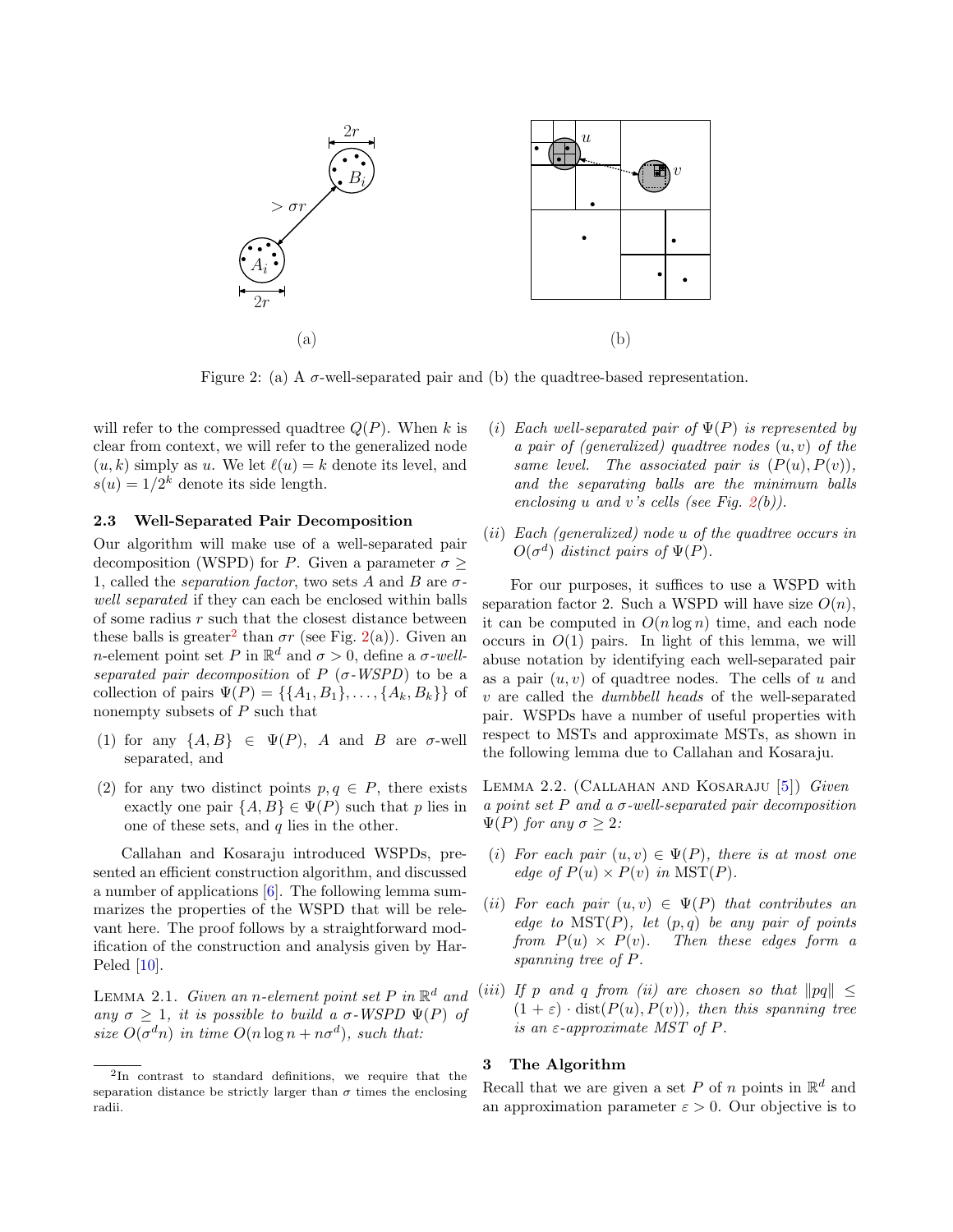Figure 2: (a) A $\sigma$-well-separated pair and (b) the quadtree-based representation.

will refer to the compressed quadtree $Q(P)$. When $k$ is clear from context, we will refer to the generalized node $(u, k)$ simply as $u$. We let $\ell(u) = k$ denote its level, and $s(u) = 1/2^k$ denote its side length.

### 2.3 Well-Separated Pair Decomposition

Our algorithm will make use of a well-separated pair decomposition (WSPD) for $P$. Given a parameter $\sigma \geq 1$, called the *separation factor*, two sets $A$ and $B$ are $\sigma$-*well separated* if they can each be enclosed within balls of some radius $r$ such that the closest distance between these balls is greater[2] than $\sigma r$ (see Fig. 2(a)). Given an $n$-element point set $P$ in $\mathbb{R}^d$ and $\sigma > 0$, define a $\sigma$-*well-separated pair decomposition* of $P$ ($\sigma$-*WSPD*) to be a collection of pairs $\Psi(P) = \{\{A_1, B_1\}, \ldots, \{A_k, B_k\}\}$ of nonempty subsets of $P$ such that

(1) for any $\{A, B\} \in \Psi(P)$, $A$ and $B$ are $\sigma$-well separated, and

(2) for any two distinct points $p, q \in P$, there exists exactly one pair $\{A, B\} \in \Psi(P)$ such that $p$ lies in one of these sets, and $q$ lies in the other.

Callahan and Kosaraju introduced WSPDs, presented an efficient construction algorithm, and discussed a number of applications [6]. The following lemma summarizes the properties of the WSPD that will be relevant here. The proof follows by a straightforward modification of the construction and analysis given by Har-Peled [10].

Lemma 2.1. *Given an $n$-element point set $P$ in $\mathbb{R}^d$ and any $\sigma \geq 1$, it is possible to build a $\sigma$-WSPD $\Psi(P)$ of size $O(\sigma^d n)$ in time $O(n \log n + n\sigma^d)$, such that:*

(*i*) *Each well-separated pair of $\Psi(P)$ is represented by a pair of (generalized) quadtree nodes $(u, v)$ of the same level. The associated pair is $(P(u), P(v))$, and the separating balls are the minimum balls enclosing $u$ and $v$'s cells (see Fig. 2(b)).*

(*ii*) *Each (generalized) node $u$ of the quadtree occurs in $O(\sigma^d)$ distinct pairs of $\Psi(P)$.*

For our purposes, it suffices to use a WSPD with separation factor 2. Such a WSPD will have size $O(n)$, it can be computed in $O(n \log n)$ time, and each node occurs in $O(1)$ pairs. In light of this lemma, we will abuse notation by identifying each well-separated pair as a pair $(u, v)$ of quadtree nodes. The cells of $u$ and $v$ are called the *dumbbell heads* of the well-separated pair. WSPDs have a number of useful properties with respect to MSTs and approximate MSTs, as shown in the following lemma due to Callahan and Kosaraju.

Lemma 2.2. (Callahan and Kosaraju [5]) *Given a point set $P$ and a $\sigma$-well-separated pair decomposition $\Psi(P)$ for any $\sigma \geq 2$:*

(*i*) *For each pair $(u, v) \in \Psi(P)$, there is at most one edge of $P(u) \times P(v)$ in $\mathrm{MST}(P)$.*

(*ii*) *For each pair $(u, v) \in \Psi(P)$ that contributes an edge to $\mathrm{MST}(P)$, let $(p, q)$ be any pair of points from $P(u) \times P(v)$. Then these edges form a spanning tree of $P$.*

(*iii*) *If $p$ and $q$ from (ii) are chosen so that $\|pq\| \leq (1 + \varepsilon) \cdot \mathrm{dist}(P(u), P(v))$, then this spanning tree is an $\varepsilon$-approximate MST of $P$.*

## 3 The Algorithm

Recall that we are given a set $P$ of $n$ points in $\mathbb{R}^d$ and an approximation parameter $\varepsilon > 0$. Our objective is to

[2] In contrast to standard definitions, we require that the separation distance be strictly larger than $\sigma$ times the enclosing radii.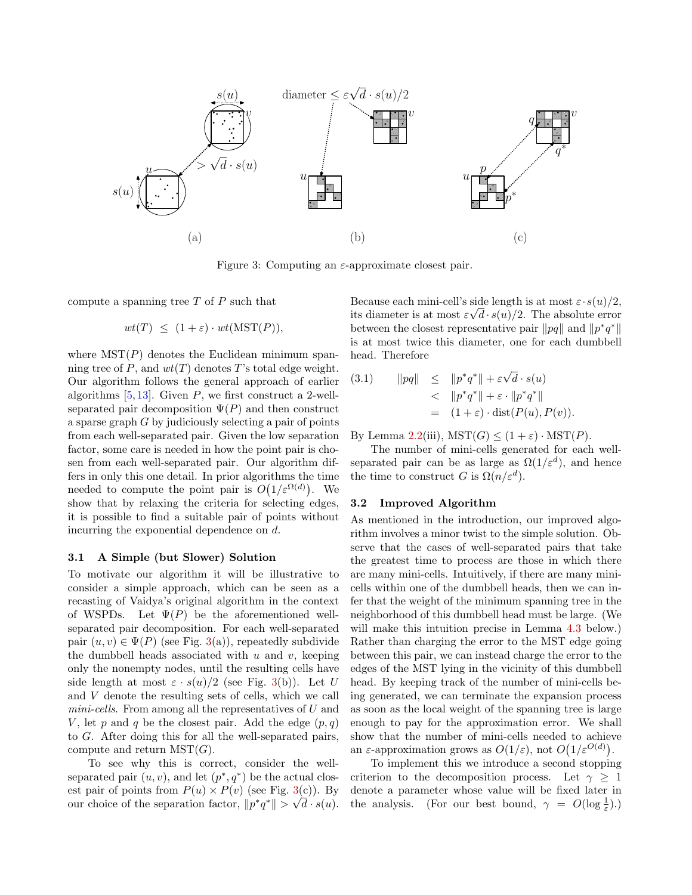Figure 3: Computing an $\varepsilon$-approximate closest pair.

compute a spanning tree $T$ of $P$ such that

$$wt(T) \le (1+\varepsilon) \cdot wt(\mathrm{MST}(P)),$$

where $\mathrm{MST}(P)$ denotes the Euclidean minimum spanning tree of $P$, and $wt(T)$ denotes $T$'s total edge weight. Our algorithm follows the general approach of earlier algorithms [5, 13]. Given $P$, we first construct a 2-well-separated pair decomposition $\Psi(P)$ and then construct a sparse graph $G$ by judiciously selecting a pair of points from each well-separated pair. Given the low separation factor, some care is needed in how the point pair is chosen from each well-separated pair. Our algorithm differs in only this one detail. In prior algorithms the time needed to compute the point pair is $O(1/\varepsilon^{\Omega(d)})$. We show that by relaxing the criteria for selecting edges, it is possible to find a suitable pair of points without incurring the exponential dependence on $d$.

### 3.1 A Simple (but Slower) Solution

To motivate our algorithm it will be illustrative to consider a simple approach, which can be seen as a recasting of Vaidya's original algorithm in the context of WSPDs. Let $\Psi(P)$ be the aforementioned well-separated pair decomposition. For each well-separated pair $(u, v) \in \Psi(P)$ (see Fig. 3(a)), repeatedly subdivide the dumbbell heads associated with $u$ and $v$, keeping only the nonempty nodes, until the resulting cells have side length at most $\varepsilon \cdot s(u)/2$ (see Fig. 3(b)). Let $U$ and $V$ denote the resulting sets of cells, which we call *mini-cells*. From among all the representatives of $U$ and $V$, let $p$ and $q$ be the closest pair. Add the edge $(p, q)$ to $G$. After doing this for all the well-separated pairs, compute and return $\mathrm{MST}(G)$.

To see why this is correct, consider the well-separated pair $(u, v)$, and let $(p^*, q^*)$ be the actual closest pair of points from $P(u) \times P(v)$ (see Fig. 3(c)). By our choice of the separation factor, $\|p^*q^*\| > \sqrt{d} \cdot s(u)$. Because each mini-cell's side length is at most $\varepsilon \cdot s(u)/2$, its diameter is at most $\varepsilon\sqrt{d} \cdot s(u)/2$. The absolute error between the closest representative pair $\|pq\|$ and $\|p^*q^*\|$ is at most twice this diameter, one for each dumbbell head. Therefore

$$
\begin{aligned}
(3.1) \qquad \|pq\| &\le \|p^*q^*\| + \varepsilon\sqrt{d} \cdot s(u) \\
&< \|p^*q^*\| + \varepsilon \cdot \|p^*q^*\| \\
&= (1+\varepsilon) \cdot \mathrm{dist}(P(u), P(v)).
\end{aligned}
$$

By Lemma 2.2(iii), $\mathrm{MST}(G) \le (1+\varepsilon) \cdot \mathrm{MST}(P)$.

The number of mini-cells generated for each well-separated pair can be as large as $\Omega(1/\varepsilon^d)$, and hence the time to construct $G$ is $\Omega(n/\varepsilon^d)$.

### 3.2 Improved Algorithm

As mentioned in the introduction, our improved algorithm involves a minor twist to the simple solution. Observe that the cases of well-separated pairs that take the greatest time to process are those in which there are many mini-cells. Intuitively, if there are many mini-cells within one of the dumbbell heads, then we can infer that the weight of the minimum spanning tree in the neighborhood of this dumbbell head must be large. (We will make this intuition precise in Lemma 4.3 below.) Rather than charging the error to the MST edge going between this pair, we can instead charge the error to the edges of the MST lying in the vicinity of this dumbbell head. By keeping track of the number of mini-cells being generated, we can terminate the expansion process as soon as the local weight of the spanning tree is large enough to pay for the approximation error. We shall show that the number of mini-cells needed to achieve an $\varepsilon$-approximation grows as $O(1/\varepsilon)$, not $O(1/\varepsilon^{O(d)})$.

To implement this we introduce a second stopping criterion to the decomposition process. Let $\gamma \ge 1$ denote a parameter whose value will be fixed later in the analysis. (For our best bound, $\gamma = O(\log \frac{1}{\varepsilon})$.)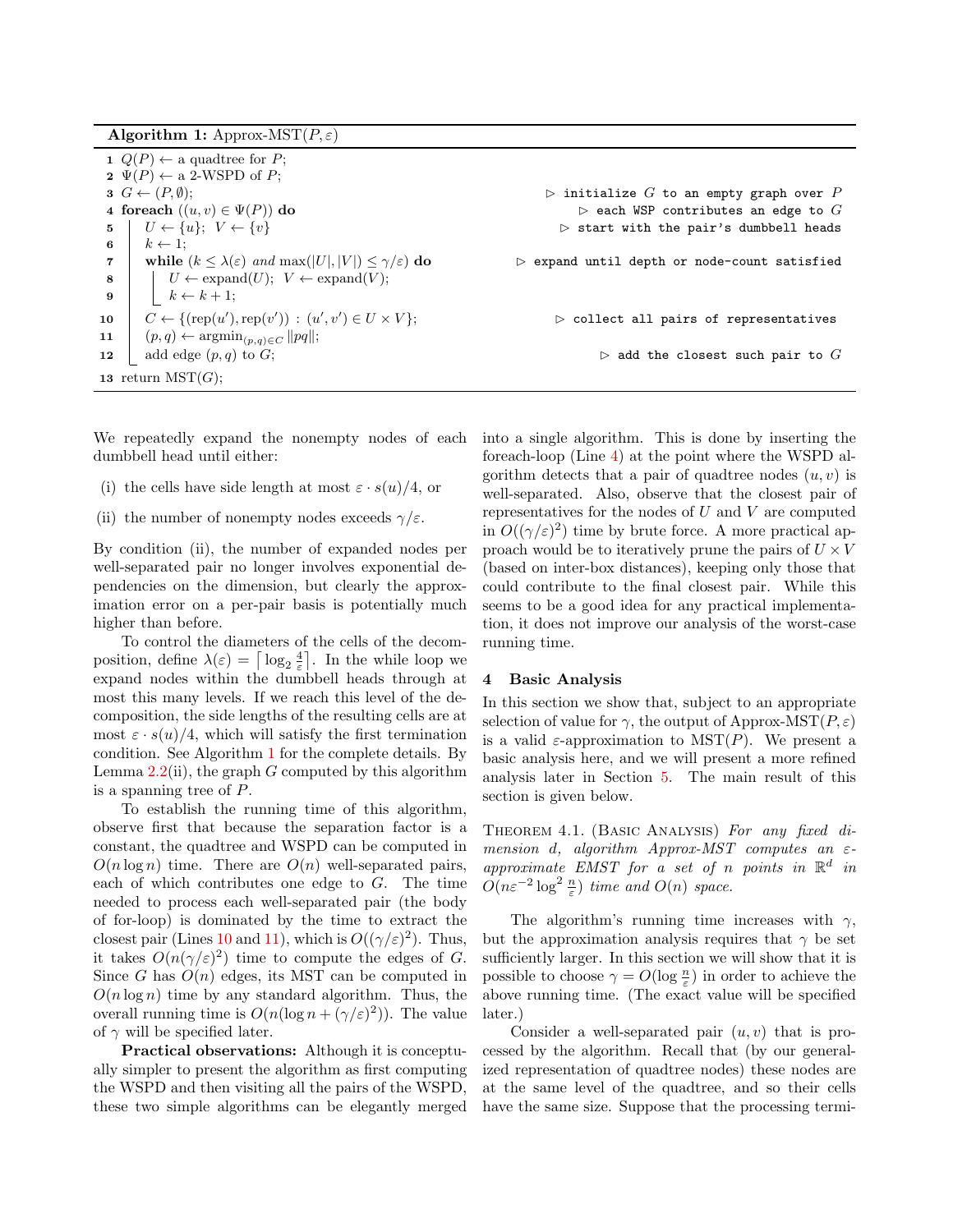**Algorithm 1:** Approx-MST$(P, \varepsilon)$

```
1  Q(P) ← a quadtree for P;
2  Ψ(P) ← a 2-WSPD of P;
3  G ← (P, ∅);                                        ▷ initialize G to an empty graph over P
4  foreach ((u, v) ∈ Ψ(P)) do                         ▷ each WSP contributes an edge to G
5      U ← {u}; V ← {v}                                ▷ start with the pair's dumbbell heads
6      k ← 1;
7      while (k ≤ λ(ε) and max(|U|, |V|) ≤ γ/ε) do    ▷ expand until depth or node-count satisfied
8          U ← expand(U); V ← expand(V);
9          k ← k + 1;
10     C ← {(rep(u'), rep(v')) : (u', v') ∈ U × V};   ▷ collect all pairs of representatives
11     (p, q) ← argmin_{(p,q)∈C} ‖pq‖;
12     add edge (p, q) to G;                           ▷ add the closest such pair to G
13 return MST(G);
```

We repeatedly expand the nonempty nodes of each dumbbell head until either:

(i) the cells have side length at most $\varepsilon \cdot s(u)/4$, or

(ii) the number of nonempty nodes exceeds $\gamma/\varepsilon$.

By condition (ii), the number of expanded nodes per well-separated pair no longer involves exponential dependencies on the dimension, but clearly the approximation error on a per-pair basis is potentially much higher than before.

To control the diameters of the cells of the decomposition, define $\lambda(\varepsilon) = \lceil \log_2 \frac{4}{\varepsilon} \rceil$. In the while loop we expand nodes within the dumbbell heads through at most this many levels. If we reach this level of the decomposition, the side lengths of the resulting cells are at most $\varepsilon \cdot s(u)/4$, which will satisfy the first termination condition. See Algorithm 1 for the complete details. By Lemma 2.2(ii), the graph $G$ computed by this algorithm is a spanning tree of $P$.

To establish the running time of this algorithm, observe first that because the separation factor is a constant, the quadtree and WSPD can be computed in $O(n \log n)$ time. There are $O(n)$ well-separated pairs, each of which contributes one edge to $G$. The time needed to process each well-separated pair (the body of for-loop) is dominated by the time to extract the closest pair (Lines 10 and 11), which is $O((\gamma/\varepsilon)^2)$. Thus, it takes $O(n(\gamma/\varepsilon)^2)$ time to compute the edges of $G$. Since $G$ has $O(n)$ edges, its MST can be computed in $O(n \log n)$ time by any standard algorithm. Thus, the overall running time is $O(n(\log n + (\gamma/\varepsilon)^2))$. The value of $\gamma$ will be specified later.

**Practical observations:** Although it is conceptually simpler to present the algorithm as first computing the WSPD and then visiting all the pairs of the WSPD, these two simple algorithms can be elegantly merged into a single algorithm. This is done by inserting the foreach-loop (Line 4) at the point where the WSPD algorithm detects that a pair of quadtree nodes $(u, v)$ is well-separated. Also, observe that the closest pair of representatives for the nodes of $U$ and $V$ are computed in $O((\gamma/\varepsilon)^2)$ time by brute force. A more practical approach would be to iteratively prune the pairs of $U \times V$ (based on inter-box distances), keeping only those that could contribute to the final closest pair. While this seems to be a good idea for any practical implementation, it does not improve our analysis of the worst-case running time.

## 4 Basic Analysis

In this section we show that, subject to an appropriate selection of value for $\gamma$, the output of Approx-MST$(P, \varepsilon)$ is a valid $\varepsilon$-approximation to MST$(P)$. We present a basic analysis here, and we will present a more refined analysis later in Section 5. The main result of this section is given below.

Theorem 4.1. (Basic Analysis) *For any fixed dimension $d$, algorithm Approx-MST computes an $\varepsilon$-approximate EMST for a set of $n$ points in $\mathbb{R}^d$ in $O(n\varepsilon^{-2} \log^2 \frac{n}{\varepsilon})$ time and $O(n)$ space.*

The algorithm's running time increases with $\gamma$, but the approximation analysis requires that $\gamma$ be set sufficiently larger. In this section we will show that it is possible to choose $\gamma = O(\log \frac{n}{\varepsilon})$ in order to achieve the above running time. (The exact value will be specified later.)

Consider a well-separated pair $(u, v)$ that is processed by the algorithm. Recall that (by our generalized representation of quadtree nodes) these nodes are at the same level of the quadtree, and so their cells have the same size. Suppose that the processing termi-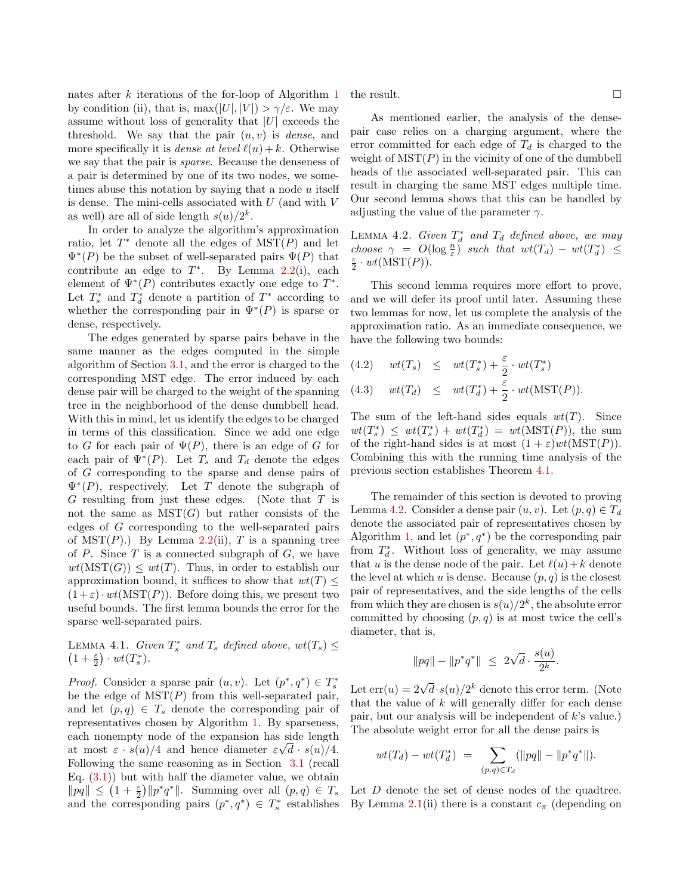nates after $k$ iterations of the for-loop of Algorithm 1 by condition (ii), that is, $\max(|U|, |V|) > \gamma/\varepsilon$. We may assume without loss of generality that $|U|$ exceeds the threshold. We say that the pair $(u, v)$ is *dense*, and more specifically it is *dense at level* $\ell(u)+k$. Otherwise we say that the pair is *sparse*. Because the denseness of a pair is determined by one of its two nodes, we sometimes abuse this notation by saying that a node $u$ itself is dense. The mini-cells associated with $U$ (and with $V$ as well) are all of side length $s(u)/2^k$.

In order to analyze the algorithm's approximation ratio, let $T^*$ denote all the edges of $\mathrm{MST}(P)$ and let $\Psi^*(P)$ be the subset of well-separated pairs $\Psi(P)$ that contribute an edge to $T^*$. By Lemma 2.2(i), each element of $\Psi^*(P)$ contributes exactly one edge to $T^*$. Let $T_s^*$ and $T_d^*$ denote a partition of $T^*$ according to whether the corresponding pair in $\Psi^*(P)$ is sparse or dense, respectively.

The edges generated by sparse pairs behave in the same manner as the edges computed in the simple algorithm of Section 3.1, and the error is charged to the corresponding MST edge. The error induced by each dense pair will be charged to the weight of the spanning tree in the neighborhood of the dense dumbbell head. With this in mind, let us identify the edges to be charged in terms of this classification. Since we add one edge to $G$ for each pair of $\Psi(P)$, there is an edge of $G$ for each pair of $\Psi^*(P)$. Let $T_s$ and $T_d$ denote the edges of $G$ corresponding to the sparse and dense pairs of $\Psi^*(P)$, respectively. Let $T$ denote the subgraph of $G$ resulting from just these edges. (Note that $T$ is not the same as $\mathrm{MST}(G)$ but rather consists of the edges of $G$ corresponding to the well-separated pairs of $\mathrm{MST}(P)$.) By Lemma 2.2(ii), $T$ is a spanning tree of $P$. Since $T$ is a connected subgraph of $G$, we have $wt(\mathrm{MST}(G)) \le wt(T)$. Thus, in order to establish our approximation bound, it suffices to show that $wt(T) \le (1+\varepsilon) \cdot wt(\mathrm{MST}(P))$. Before doing this, we present two useful bounds. The first lemma bounds the error for the sparse well-separated pairs.

LEMMA 4.1. *Given $T_s^*$ and $T_s$ defined above, $wt(T_s) \le \left(1+\frac{\varepsilon}{2}\right) \cdot wt(T_s^*)$.*

*Proof.* Consider a sparse pair $(u, v)$. Let $(p^*, q^*) \in T_s^*$ be the edge of $\mathrm{MST}(P)$ from this well-separated pair, and let $(p, q) \in T_s$ denote the corresponding pair of representatives chosen by Algorithm 1. By sparseness, each nonempty node of the expansion has side length at most $\varepsilon \cdot s(u)/4$ and hence diameter $\varepsilon\sqrt{d} \cdot s(u)/4$. Following the same reasoning as in Section 3.1 (recall Eq. (3.1)) but with half the diameter value, we obtain $\|pq\| \le \left(1+\frac{\varepsilon}{2}\right)\|p^*q^*\|$. Summing over all $(p, q) \in T_s$ and the corresponding pairs $(p^*, q^*) \in T_s^*$ establishes the result. □

As mentioned earlier, the analysis of the dense-pair case relies on a charging argument, where the error committed for each edge of $T_d$ is charged to the weight of $\mathrm{MST}(P)$ in the vicinity of one of the dumbbell heads of the associated well-separated pair. This can result in charging the same MST edges multiple time. Our second lemma shows that this can be handled by adjusting the value of the parameter $\gamma$.

LEMMA 4.2. *Given $T_d^*$ and $T_d$ defined above, we may choose $\gamma = O(\log \frac{n}{\varepsilon})$ such that $wt(T_d) - wt(T_d^*) \le \frac{\varepsilon}{2} \cdot wt(\mathrm{MST}(P))$.*

This second lemma requires more effort to prove, and we will defer its proof until later. Assuming these two lemmas for now, let us complete the analysis of the approximation ratio. As an immediate consequence, we have the following two bounds:

$$(4.2) \quad wt(T_s) \le wt(T_s^*) + \frac{\varepsilon}{2} \cdot wt(T_s^*)$$

$$(4.3) \quad wt(T_d) \le wt(T_d^*) + \frac{\varepsilon}{2} \cdot wt(\mathrm{MST}(P)).$$

The sum of the left-hand sides equals $wt(T)$. Since $wt(T_s^*) \le wt(T_s^*) + wt(T_d^*) = wt(\mathrm{MST}(P))$, the sum of the right-hand sides is at most $(1+\varepsilon)wt(\mathrm{MST}(P))$. Combining this with the running time analysis of the previous section establishes Theorem 4.1.

The remainder of this section is devoted to proving Lemma 4.2. Consider a dense pair $(u, v)$. Let $(p, q) \in T_d$ denote the associated pair of representatives chosen by Algorithm 1, and let $(p^*, q^*)$ be the corresponding pair from $T_d^*$. Without loss of generality, we may assume that $u$ is the dense node of the pair. Let $\ell(u)+k$ denote the level at which $u$ is dense. Because $(p, q)$ is the closest pair of representatives, and the side lengths of the cells from which they are chosen is $s(u)/2^k$, the absolute error committed by choosing $(p, q)$ is at most twice the cell's diameter, that is,

$$\|pq\| - \|p^*q^*\| \le 2\sqrt{d} \cdot \frac{s(u)}{2^k}.$$

Let $\mathrm{err}(u) = 2\sqrt{d} \cdot s(u)/2^k$ denote this error term. (Note that the value of $k$ will generally differ for each dense pair, but our analysis will be independent of $k$'s value.) The absolute weight error for all the dense pairs is

$$wt(T_d) - wt(T_d^*) = \sum_{(p,q) \in T_d} (\|pq\| - \|p^*q^*\|).$$

Let $D$ denote the set of dense nodes of the quadtree. By Lemma 2.1(ii) there is a constant $c_\pi$ (depending on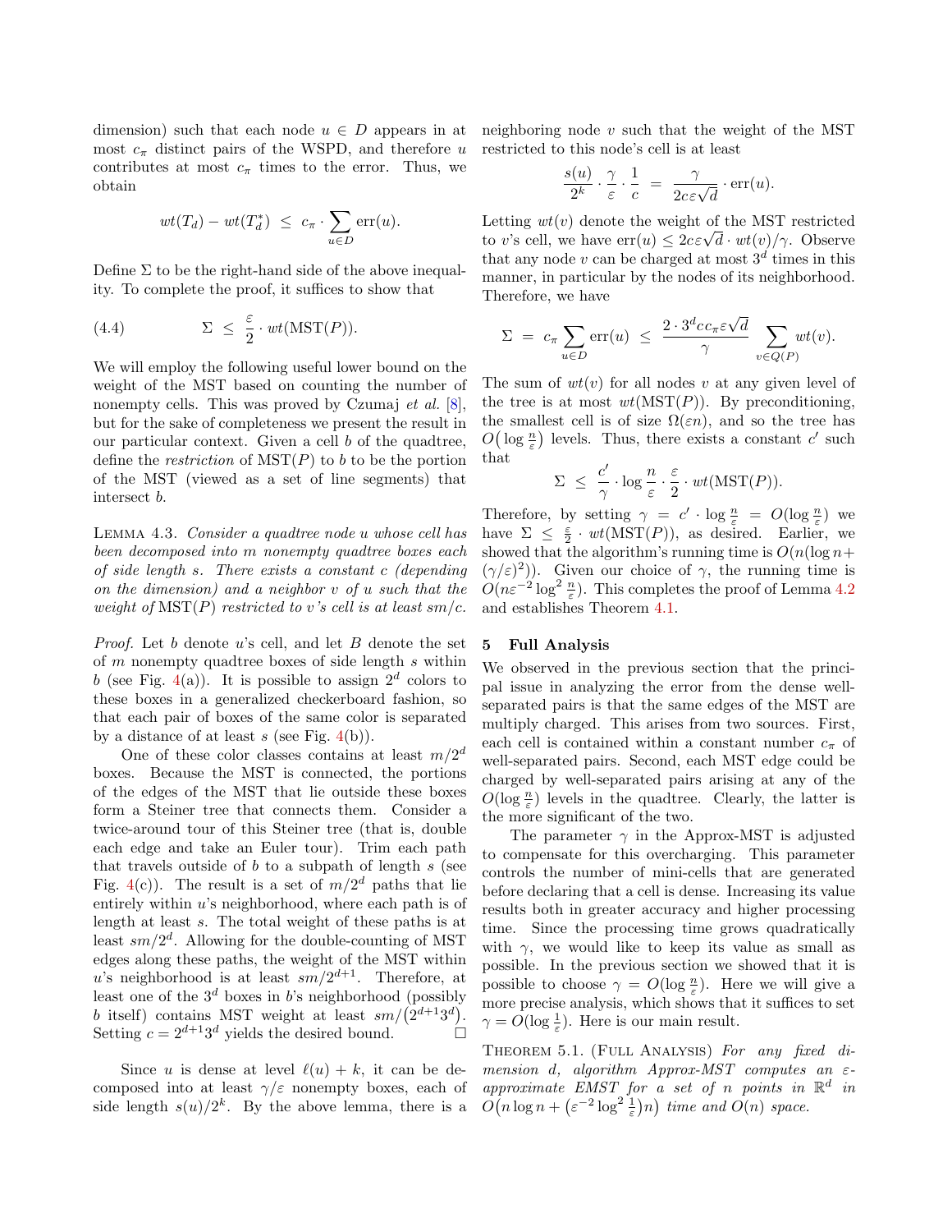dimension) such that each node $u \in D$ appears in at most $c_\pi$ distinct pairs of the WSPD, and therefore $u$ contributes at most $c_\pi$ times to the error. Thus, we obtain

$$wt(T_d) - wt(T_d^*) \;\leq\; c_\pi \cdot \sum_{u \in D} \mathrm{err}(u).$$

Define $\Sigma$ to be the right-hand side of the above inequality. To complete the proof, it suffices to show that

$$\Sigma \;\leq\; \frac{\varepsilon}{2} \cdot wt(\mathrm{MST}(P)). \tag{4.4}$$

We will employ the following useful lower bound on the weight of the MST based on counting the number of nonempty cells. This was proved by Czumaj *et al.* [8], but for the sake of completeness we present the result in our particular context. Given a cell $b$ of the quadtree, define the *restriction* of $\mathrm{MST}(P)$ to $b$ to be the portion of the MST (viewed as a set of line segments) that intersect $b$.

Lemma 4.3. *Consider a quadtree node $u$ whose cell has been decomposed into $m$ nonempty quadtree boxes each of side length $s$. There exists a constant $c$ (depending on the dimension) and a neighbor $v$ of $u$ such that the weight of $\mathrm{MST}(P)$ restricted to $v$'s cell is at least $sm/c$.*

*Proof.* Let $b$ denote $u$'s cell, and let $B$ denote the set of $m$ nonempty quadtree boxes of side length $s$ within $b$ (see Fig. 4(a)). It is possible to assign $2^d$ colors to these boxes in a generalized checkerboard fashion, so that each pair of boxes of the same color is separated by a distance of at least $s$ (see Fig. 4(b)).

One of these color classes contains at least $m/2^d$ boxes. Because the MST is connected, the portions of the edges of the MST that lie outside these boxes form a Steiner tree that connects them. Consider a twice-around tour of this Steiner tree (that is, double each edge and take an Euler tour). Trim each path that travels outside of $b$ to a subpath of length $s$ (see Fig. 4(c)). The result is a set of $m/2^d$ paths that lie entirely within $u$'s neighborhood, where each path is of length at least $s$. The total weight of these paths is at least $sm/2^d$. Allowing for the double-counting of MST edges along these paths, the weight of the MST within $u$'s neighborhood is at least $sm/2^{d+1}$. Therefore, at least one of the $3^d$ boxes in $b$'s neighborhood (possibly $b$ itself) contains MST weight at least $sm/(2^{d+1}3^d)$. Setting $c = 2^{d+1}3^d$ yields the desired bound. □

Since $u$ is dense at level $\ell(u) + k$, it can be decomposed into at least $\gamma/\varepsilon$ nonempty boxes, each of side length $s(u)/2^k$. By the above lemma, there is a neighboring node $v$ such that the weight of the MST restricted to this node's cell is at least

$$\frac{s(u)}{2^k} \cdot \frac{\gamma}{\varepsilon} \cdot \frac{1}{c} \;=\; \frac{\gamma}{2c\varepsilon\sqrt{d}} \cdot \mathrm{err}(u).$$

Letting $wt(v)$ denote the weight of the MST restricted to $v$'s cell, we have $\mathrm{err}(u) \leq 2c\varepsilon\sqrt{d} \cdot wt(v)/\gamma$. Observe that any node $v$ can be charged at most $3^d$ times in this manner, in particular by the nodes of its neighborhood. Therefore, we have

$$\Sigma \;=\; c_\pi \sum_{u \in D} \mathrm{err}(u) \;\leq\; \frac{2 \cdot 3^d c c_\pi \varepsilon \sqrt{d}}{\gamma} \sum_{v \in Q(P)} wt(v).$$

The sum of $wt(v)$ for all nodes $v$ at any given level of the tree is at most $wt(\mathrm{MST}(P))$. By preconditioning, the smallest cell is of size $\Omega(\varepsilon n)$, and so the tree has $O\big(\log \frac{n}{\varepsilon}\big)$ levels. Thus, there exists a constant $c'$ such that

$$\Sigma \;\leq\; \frac{c'}{\gamma} \cdot \log \frac{n}{\varepsilon} \cdot \frac{\varepsilon}{2} \cdot wt(\mathrm{MST}(P)).$$

Therefore, by setting $\gamma = c' \cdot \log \frac{n}{\varepsilon} = O(\log \frac{n}{\varepsilon})$ we have $\Sigma \leq \frac{\varepsilon}{2} \cdot wt(\mathrm{MST}(P))$, as desired. Earlier, we showed that the algorithm's running time is $O(n(\log n + (\gamma/\varepsilon)^2))$. Given our choice of $\gamma$, the running time is $O(n\varepsilon^{-2} \log^2 \frac{n}{\varepsilon})$. This completes the proof of Lemma 4.2 and establishes Theorem 4.1.

## 5 Full Analysis

We observed in the previous section that the principal issue in analyzing the error from the dense well-separated pairs is that the same edges of the MST are multiply charged. This arises from two sources. First, each cell is contained within a constant number $c_\pi$ of well-separated pairs. Second, each MST edge could be charged by well-separated pairs arising at any of the $O(\log \frac{n}{\varepsilon})$ levels in the quadtree. Clearly, the latter is the more significant of the two.

The parameter $\gamma$ in the Approx-MST is adjusted to compensate for this overcharging. This parameter controls the number of mini-cells that are generated before declaring that a cell is dense. Increasing its value results both in greater accuracy and higher processing time. Since the processing time grows quadratically with $\gamma$, we would like to keep its value as small as possible. In the previous section we showed that it is possible to choose $\gamma = O(\log \frac{n}{\varepsilon})$. Here we will give a more precise analysis, which shows that it suffices to set $\gamma = O(\log \frac{1}{\varepsilon})$. Here is our main result.

Theorem 5.1. (Full Analysis) *For any fixed dimension $d$, algorithm Approx-MST computes an $\varepsilon$-approximate EMST for a set of $n$ points in $\mathbb{R}^d$ in $O\big(n \log n + \big(\varepsilon^{-2} \log^2 \frac{1}{\varepsilon}\big) n\big)$ time and $O(n)$ space.*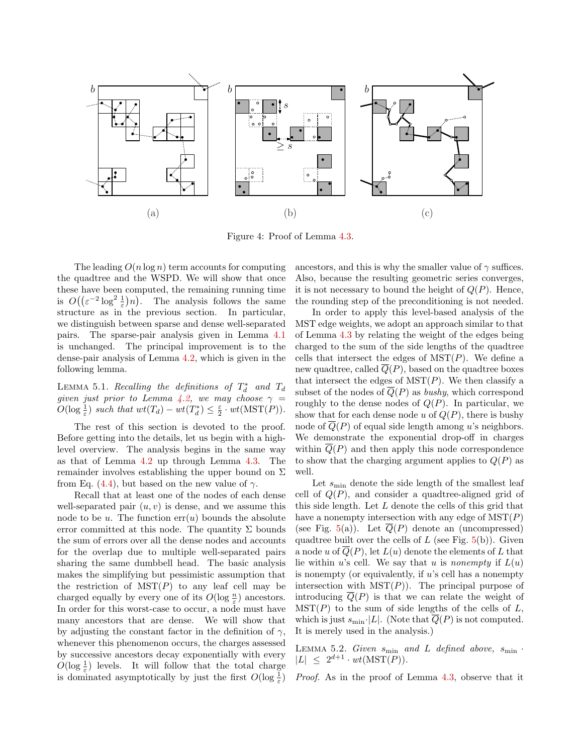Figure 4: Proof of Lemma 4.3.

The leading $O(n \log n)$ term accounts for computing the quadtree and the WSPD. We will show that once these have been computed, the remaining running time is $O\big((\varepsilon^{-2} \log^2 \frac{1}{\varepsilon})n\big)$. The analysis follows the same structure as in the previous section. In particular, we distinguish between sparse and dense well-separated pairs. The sparse-pair analysis given in Lemma 4.1 is unchanged. The principal improvement is to the dense-pair analysis of Lemma 4.2, which is given in the following lemma.

**Lemma 5.1.** *Recalling the definitions of $T_d^*$ and $T_d$ given just prior to Lemma 4.2, we may choose $\gamma = O(\log \frac{1}{\varepsilon})$ such that $wt(T_d) - wt(T_d^*) \leq \frac{\varepsilon}{2} \cdot wt(\mathrm{MST}(P))$.*

The rest of this section is devoted to the proof. Before getting into the details, let us begin with a high-level overview. The analysis begins in the same way as that of Lemma 4.2 up through Lemma 4.3. The remainder involves establishing the upper bound on $\Sigma$ from Eq. (4.4), but based on the new value of $\gamma$.

Recall that at least one of the nodes of each dense well-separated pair $(u, v)$ is dense, and we assume this node to be $u$. The function $\mathrm{err}(u)$ bounds the absolute error committed at this node. The quantity $\Sigma$ bounds the sum of errors over all the dense nodes and accounts for the overlap due to multiple well-separated pairs sharing the same dumbbell head. The basic analysis makes the simplifying but pessimistic assumption that the restriction of $\mathrm{MST}(P)$ to any leaf cell may be charged equally by every one of its $O(\log \frac{n}{\varepsilon})$ ancestors. In order for this worst-case to occur, a node must have many ancestors that are dense. We will show that by adjusting the constant factor in the definition of $\gamma$, whenever this phenomenon occurs, the charges assessed by successive ancestors decay exponentially with every $O(\log \frac{1}{\varepsilon})$ levels. It will follow that the total charge is dominated asymptotically by just the first $O(\log \frac{1}{\varepsilon})$ ancestors, and this is why the smaller value of $\gamma$ suffices. Also, because the resulting geometric series converges, it is not necessary to bound the height of $Q(P)$. Hence, the rounding step of the preconditioning is not needed.

In order to apply this level-based analysis of the MST edge weights, we adopt an approach similar to that of Lemma 4.3 by relating the weight of the edges being charged to the sum of the side lengths of the quadtree cells that intersect the edges of $\mathrm{MST}(P)$. We define a new quadtree, called $\overline{Q}(P)$, based on the quadtree boxes that intersect the edges of $\mathrm{MST}(P)$. We then classify a subset of the nodes of $\overline{Q}(P)$ as *bushy*, which correspond roughly to the dense nodes of $Q(P)$. In particular, we show that for each dense node $u$ of $Q(P)$, there is bushy node of $\overline{Q}(P)$ of equal side length among $u$'s neighbors. We demonstrate the exponential drop-off in charges within $\overline{Q}(P)$ and then apply this node correspondence to show that the charging argument applies to $Q(P)$ as well.

Let $s_{\min}$ denote the side length of the smallest leaf cell of $Q(P)$, and consider a quadtree-aligned grid of this side length. Let $L$ denote the cells of this grid that have a nonempty intersection with any edge of $\mathrm{MST}(P)$ (see Fig. 5(a)). Let $\overline{Q}(P)$ denote an (uncompressed) quadtree built over the cells of $L$ (see Fig. 5(b)). Given a node $u$ of $\overline{Q}(P)$, let $L(u)$ denote the elements of $L$ that lie within $u$'s cell. We say that $u$ is *nonempty* if $L(u)$ is nonempty (or equivalently, if $u$'s cell has a nonempty intersection with $\mathrm{MST}(P)$). The principal purpose of introducing $\overline{Q}(P)$ is that we can relate the weight of $\mathrm{MST}(P)$ to the sum of side lengths of the cells of $L$, which is just $s_{\min} \cdot |L|$. (Note that $\overline{Q}(P)$ is not computed. It is merely used in the analysis.)

**Lemma 5.2.** *Given $s_{\min}$ and $L$ defined above, $s_{\min} \cdot |L| \leq 2^{d+1} \cdot wt(\mathrm{MST}(P))$.*

*Proof.* As in the proof of Lemma 4.3, observe that it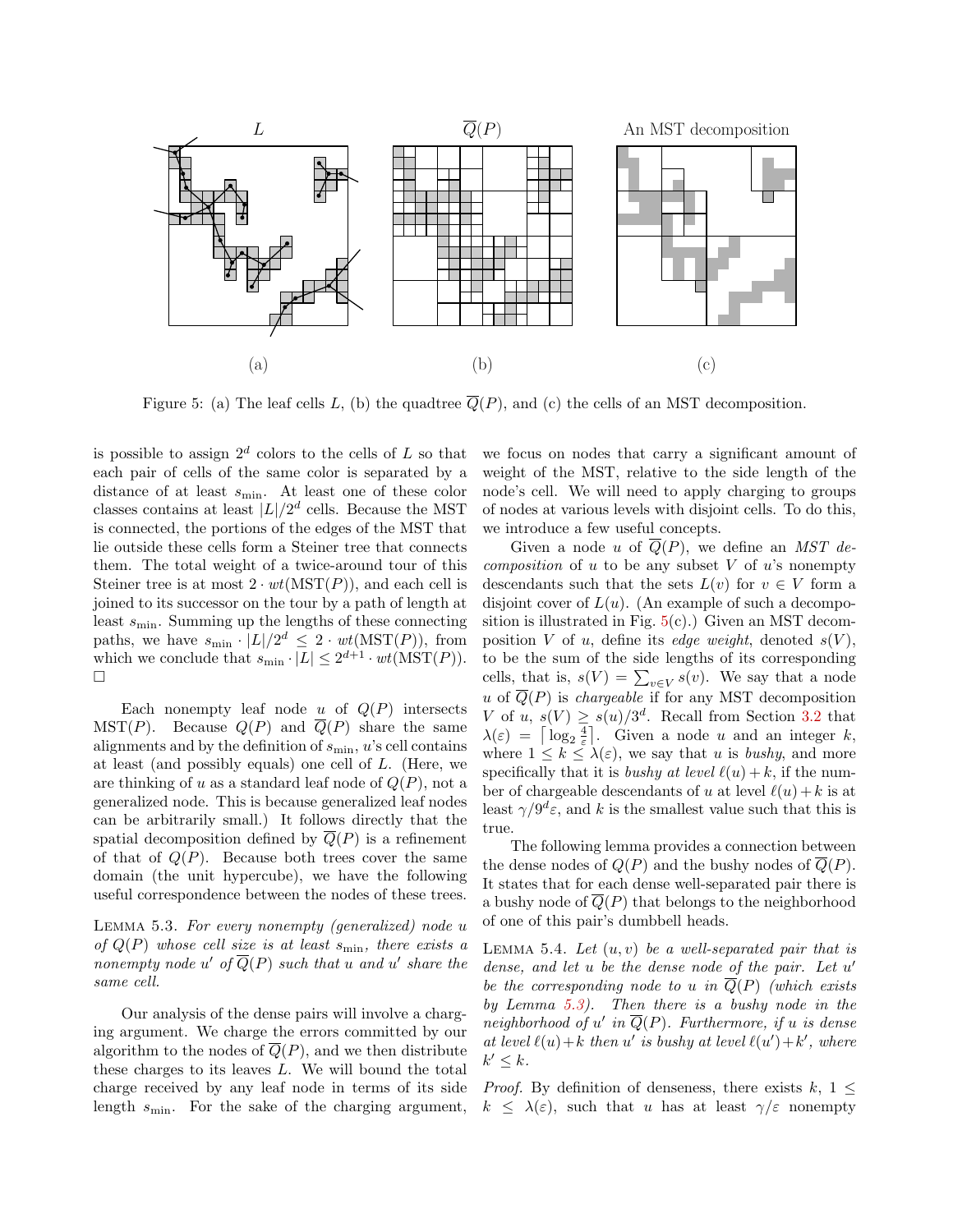Figure 5: (a) The leaf cells $L$, (b) the quadtree $\overline{Q}(P)$, and (c) the cells of an MST decomposition.

is possible to assign $2^d$ colors to the cells of $L$ so that each pair of cells of the same color is separated by a distance of at least $s_{\min}$. At least one of these color classes contains at least $|L|/2^d$ cells. Because the MST is connected, the portions of the edges of the MST that lie outside these cells form a Steiner tree that connects them. The total weight of a twice-around tour of this Steiner tree is at most $2 \cdot wt(\mathrm{MST}(P))$, and each cell is joined to its successor on the tour by a path of length at least $s_{\min}$. Summing up the lengths of these connecting paths, we have $s_{\min} \cdot |L|/2^d \leq 2 \cdot wt(\mathrm{MST}(P))$, from which we conclude that $s_{\min} \cdot |L| \leq 2^{d+1} \cdot wt(\mathrm{MST}(P))$. □

Each nonempty leaf node $u$ of $Q(P)$ intersects $\mathrm{MST}(P)$. Because $Q(P)$ and $\overline{Q}(P)$ share the same alignments and by the definition of $s_{\min}$, $u$'s cell contains at least (and possibly equals) one cell of $L$. (Here, we are thinking of $u$ as a standard leaf node of $Q(P)$, not a generalized node. This is because generalized leaf nodes can be arbitrarily small.) It follows directly that the spatial decomposition defined by $\overline{Q}(P)$ is a refinement of that of $Q(P)$. Because both trees cover the same domain (the unit hypercube), we have the following useful correspondence between the nodes of these trees.

Lemma 5.3. *For every nonempty (generalized) node $u$ of $Q(P)$ whose cell size is at least $s_{\min}$, there exists a nonempty node $u'$ of $\overline{Q}(P)$ such that $u$ and $u'$ share the same cell.*

Our analysis of the dense pairs will involve a charging argument. We charge the errors committed by our algorithm to the nodes of $\overline{Q}(P)$, and we then distribute these charges to its leaves $L$. We will bound the total charge received by any leaf node in terms of its side length $s_{\min}$. For the sake of the charging argument, we focus on nodes that carry a significant amount of weight of the MST, relative to the side length of the node's cell. We will need to apply charging to groups of nodes at various levels with disjoint cells. To do this, we introduce a few useful concepts.

Given a node $u$ of $\overline{Q}(P)$, we define an *MST decomposition* of $u$ to be any subset $V$ of $u$'s nonempty descendants such that the sets $L(v)$ for $v \in V$ form a disjoint cover of $L(u)$. (An example of such a decomposition is illustrated in Fig. 5(c).) Given an MST decomposition $V$ of $u$, define its *edge weight*, denoted $s(V)$, to be the sum of the side lengths of its corresponding cells, that is, $s(V) = \sum_{v \in V} s(v)$. We say that a node $u$ of $\overline{Q}(P)$ is *chargeable* if for any MST decomposition $V$ of $u$, $s(V) \geq s(u)/3^d$. Recall from Section 3.2 that $\lambda(\varepsilon) = \lceil \log_2 \frac{4}{\varepsilon} \rceil$. Given a node $u$ and an integer $k$, where $1 \leq k \leq \lambda(\varepsilon)$, we say that $u$ is *bushy*, and more specifically that it is *bushy at level* $\ell(u)+k$, if the number of chargeable descendants of $u$ at level $\ell(u)+k$ is at least $\gamma/9^d\varepsilon$, and $k$ is the smallest value such that this is true.

The following lemma provides a connection between the dense nodes of $Q(P)$ and the bushy nodes of $\overline{Q}(P)$. It states that for each dense well-separated pair there is a bushy node of $\overline{Q}(P)$ that belongs to the neighborhood of one of this pair's dumbbell heads.

Lemma 5.4. *Let $(u, v)$ be a well-separated pair that is dense, and let $u$ be the dense node of the pair. Let $u'$ be the corresponding node to $u$ in $\overline{Q}(P)$ (which exists by Lemma 5.3). Then there is a bushy node in the neighborhood of $u'$ in $\overline{Q}(P)$. Furthermore, if $u$ is dense at level $\ell(u)+k$ then $u'$ is bushy at level $\ell(u')+k'$, where $k' \leq k$.*

*Proof.* By definition of denseness, there exists $k$, $1 \leq k \leq \lambda(\varepsilon)$, such that $u$ has at least $\gamma/\varepsilon$ nonempty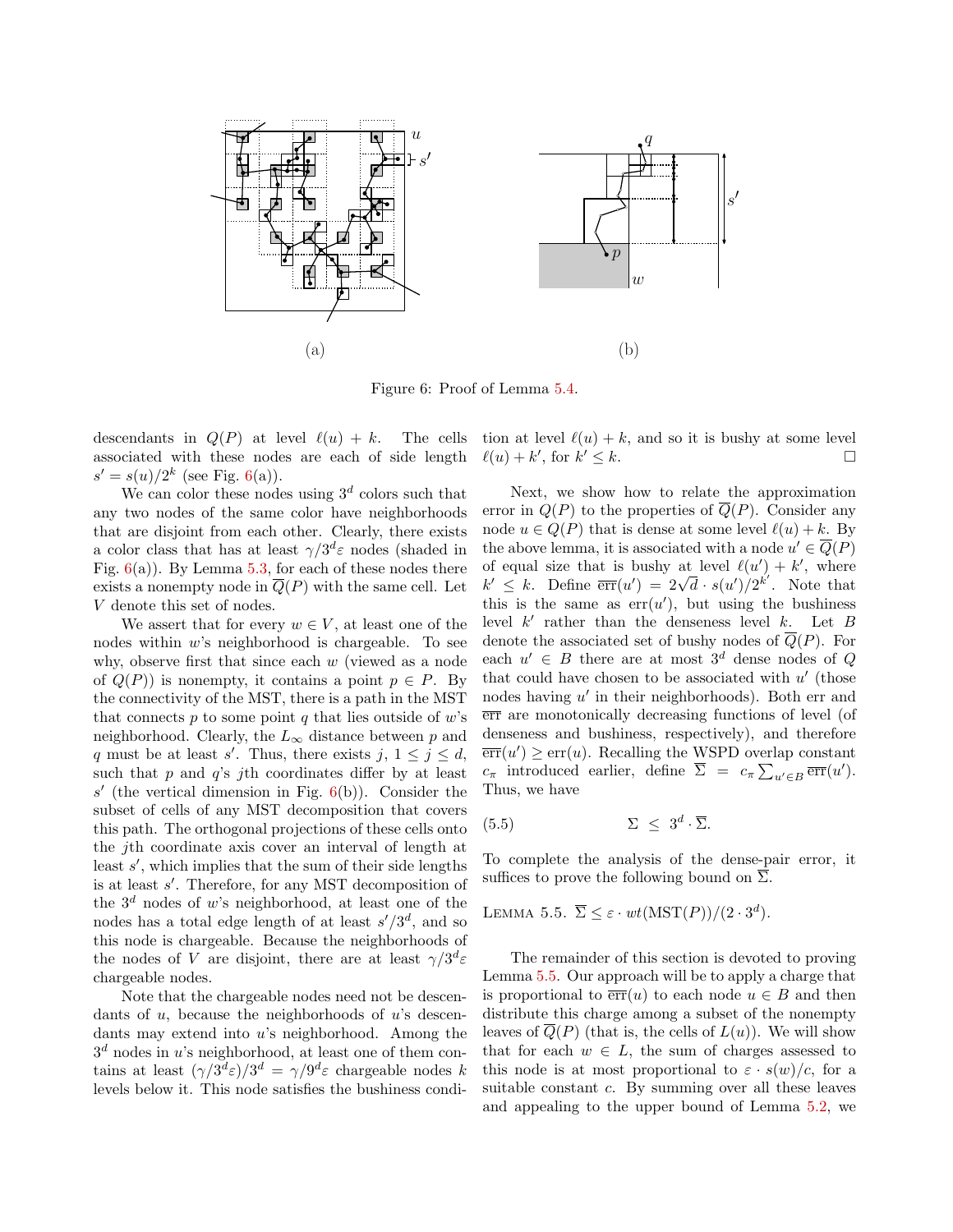(a)

(b)

Figure 6: Proof of Lemma 5.4.

descendants in $Q(P)$ at level $\ell(u) + k$. The cells associated with these nodes are each of side length $s' = s(u)/2^k$ (see Fig. 6(a)).

We can color these nodes using $3^d$ colors such that any two nodes of the same color have neighborhoods that are disjoint from each other. Clearly, there exists a color class that has at least $\gamma/3^d\varepsilon$ nodes (shaded in Fig. 6(a)). By Lemma 5.3, for each of these nodes there exists a nonempty node in $\overline{Q}(P)$ with the same cell. Let $V$ denote this set of nodes.

We assert that for every $w \in V$, at least one of the nodes within $w$'s neighborhood is chargeable. To see why, observe first that since each $w$ (viewed as a node of $Q(P)$) is nonempty, it contains a point $p \in P$. By the connectivity of the MST, there is a path in the MST that connects $p$ to some point $q$ that lies outside of $w$'s neighborhood. Clearly, the $L_\infty$ distance between $p$ and $q$ must be at least $s'$. Thus, there exists $j$, $1 \le j \le d$, such that $p$ and $q$'s $j$th coordinates differ by at least $s'$ (the vertical dimension in Fig. 6(b)). Consider the subset of cells of any MST decomposition that covers this path. The orthogonal projections of these cells onto the $j$th coordinate axis cover an interval of length at least $s'$, which implies that the sum of their side lengths is at least $s'$. Therefore, for any MST decomposition of the $3^d$ nodes of $w$'s neighborhood, at least one of the nodes has a total edge length of at least $s'/3^d$, and so this node is chargeable. Because the neighborhoods of the nodes of $V$ are disjoint, there are at least $\gamma/3^d\varepsilon$ chargeable nodes.

Note that the chargeable nodes need not be descendants of $u$, because the neighborhoods of $u$'s descendants may extend into $u$'s neighborhood. Among the $3^d$ nodes in $u$'s neighborhood, at least one of them contains at least $(\gamma/3^d\varepsilon)/3^d = \gamma/9^d\varepsilon$ chargeable nodes $k$ levels below it. This node satisfies the bushiness condition at level $\ell(u) + k$, and so it is bushy at some level $\ell(u) + k'$, for $k' \le k$. □

Next, we show how to relate the approximation error in $Q(P)$ to the properties of $\overline{Q}(P)$. Consider any node $u \in Q(P)$ that is dense at some level $\ell(u) + k$. By the above lemma, it is associated with a node $u' \in \overline{Q}(P)$ of equal size that is bushy at level $\ell(u') + k'$, where $k' \le k$. Define $\overline{\text{err}}(u') = 2\sqrt{d} \cdot s(u')/2^{k'}$. Note that this is the same as $\text{err}(u')$, but using the bushiness level $k'$ rather than the denseness level $k$. Let $B$ denote the associated set of bushy nodes of $\overline{Q}(P)$. For each $u' \in B$ there are at most $3^d$ dense nodes of $Q$ that could have chosen to be associated with $u'$ (those nodes having $u'$ in their neighborhoods). Both err and $\overline{\text{err}}$ are monotonically decreasing functions of level (of denseness and bushiness, respectively), and therefore $\overline{\text{err}}(u') \ge \text{err}(u)$. Recalling the WSPD overlap constant $c_\pi$ introduced earlier, define $\overline{\Sigma} = c_\pi \sum_{u' \in B} \overline{\text{err}}(u')$. Thus, we have

$$\Sigma \;\le\; 3^d \cdot \overline{\Sigma}. \tag{5.5}$$

To complete the analysis of the dense-pair error, it suffices to prove the following bound on $\overline{\Sigma}$.

Lemma 5.5. $\overline{\Sigma} \le \varepsilon \cdot wt(\text{MST}(P))/(2 \cdot 3^d)$.

The remainder of this section is devoted to proving Lemma 5.5. Our approach will be to apply a charge that is proportional to $\overline{\text{err}}(u)$ to each node $u \in B$ and then distribute this charge among a subset of the nonempty leaves of $\overline{Q}(P)$ (that is, the cells of $L(u)$). We will show that for each $w \in L$, the sum of charges assessed to this node is at most proportional to $\varepsilon \cdot s(w)/c$, for a suitable constant $c$. By summing over all these leaves and appealing to the upper bound of Lemma 5.2, we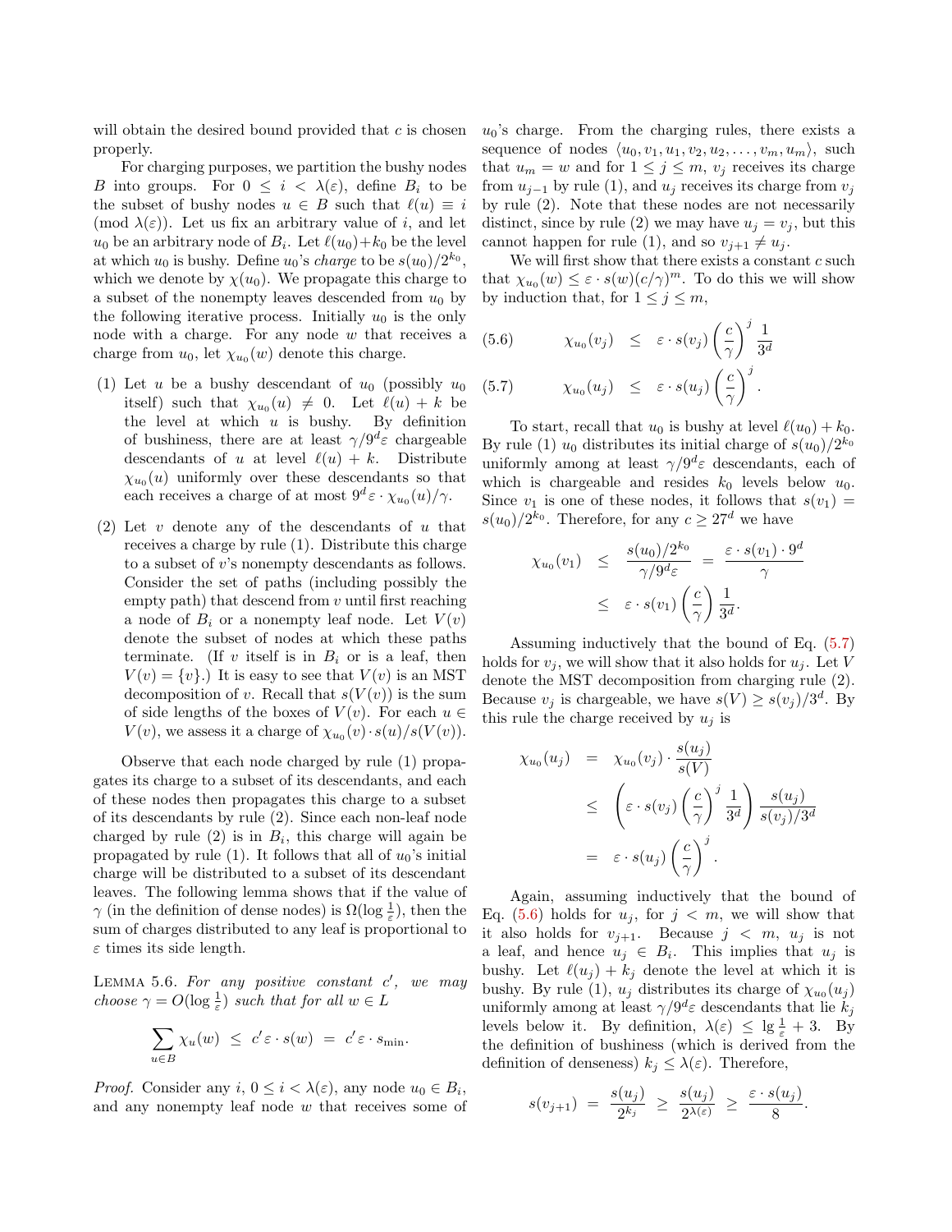will obtain the desired bound provided that $c$ is chosen properly.

For charging purposes, we partition the bushy nodes $B$ into groups. For $0 \le i < \lambda(\varepsilon)$, define $B_i$ to be the subset of bushy nodes $u \in B$ such that $\ell(u) \equiv i \pmod{\lambda(\varepsilon)}$. Let us fix an arbitrary value of $i$, and let $u_0$ be an arbitrary node of $B_i$. Let $\ell(u_0)+k_0$ be the level at which $u_0$ is bushy. Define $u_0$'s *charge* to be $s(u_0)/2^{k_0}$, which we denote by $\chi(u_0)$. We propagate this charge to a subset of the nonempty leaves descended from $u_0$ by the following iterative process. Initially $u_0$ is the only node with a charge. For any node $w$ that receives a charge from $u_0$, let $\chi_{u_0}(w)$ denote this charge.

(1) Let $u$ be a bushy descendant of $u_0$ (possibly $u_0$ itself) such that $\chi_{u_0}(u) \neq 0$. Let $\ell(u) + k$ be the level at which $u$ is bushy. By definition of bushiness, there are at least $\gamma/9^d\varepsilon$ chargeable descendants of $u$ at level $\ell(u) + k$. Distribute $\chi_{u_0}(u)$ uniformly over these descendants so that each receives a charge of at most $9^d\varepsilon \cdot \chi_{u_0}(u)/\gamma$.

(2) Let $v$ denote any of the descendants of $u$ that receives a charge by rule (1). Distribute this charge to a subset of $v$'s nonempty descendants as follows. Consider the set of paths (including possibly the empty path) that descend from $v$ until first reaching a node of $B_i$ or a nonempty leaf node. Let $V(v)$ denote the subset of nodes at which these paths terminate. (If $v$ itself is in $B_i$ or is a leaf, then $V(v) = \{v\}$.) It is easy to see that $V(v)$ is an MST decomposition of $v$. Recall that $s(V(v))$ is the sum of side lengths of the boxes of $V(v)$. For each $u \in V(v)$, we assess it a charge of $\chi_{u_0}(v) \cdot s(u)/s(V(v))$.

Observe that each node charged by rule (1) propagates its charge to a subset of its descendants, and each of these nodes then propagates this charge to a subset of its descendants by rule (2). Since each non-leaf node charged by rule (2) is in $B_i$, this charge will again be propagated by rule (1). It follows that all of $u_0$'s initial charge will be distributed to a subset of its descendant leaves. The following lemma shows that if the value of $\gamma$ (in the definition of dense nodes) is $\Omega(\log \frac{1}{\varepsilon})$, then the sum of charges distributed to any leaf is proportional to $\varepsilon$ times its side length.

Lemma 5.6. *For any positive constant $c'$, we may choose $\gamma = O(\log \frac{1}{\varepsilon})$ such that for all $w \in L$*

$$\sum_{u \in B} \chi_u(w) \;\le\; c'\varepsilon \cdot s(w) \;=\; c'\varepsilon \cdot s_{\min}.$$

*Proof.* Consider any $i$, $0 \le i < \lambda(\varepsilon)$, any node $u_0 \in B_i$, and any nonempty leaf node $w$ that receives some of $u_0$'s charge. From the charging rules, there exists a sequence of nodes $\langle u_0, v_1, u_1, v_2, u_2, \ldots, v_m, u_m\rangle$, such that $u_m = w$ and for $1 \le j \le m$, $v_j$ receives its charge from $u_{j-1}$ by rule (1), and $u_j$ receives its charge from $v_j$ by rule (2). Note that these nodes are not necessarily distinct, since by rule (2) we may have $u_j = v_j$, but this cannot happen for rule (1), and so $v_{j+1} \neq u_j$.

We will first show that there exists a constant $c$ such that $\chi_{u_0}(w) \le \varepsilon \cdot s(w)(c/\gamma)^m$. To do this we will show by induction that, for $1 \le j \le m$,

$$\chi_{u_0}(v_j) \;\le\; \varepsilon \cdot s(v_j)\left(\frac{c}{\gamma}\right)^j \frac{1}{3^d} \tag{5.6}$$

$$\chi_{u_0}(u_j) \;\le\; \varepsilon \cdot s(u_j)\left(\frac{c}{\gamma}\right)^j. \tag{5.7}$$

To start, recall that $u_0$ is bushy at level $\ell(u_0) + k_0$. By rule (1) $u_0$ distributes its initial charge of $s(u_0)/2^{k_0}$ uniformly among at least $\gamma/9^d\varepsilon$ descendants, each of which is chargeable and resides $k_0$ levels below $u_0$. Since $v_1$ is one of these nodes, it follows that $s(v_1) = s(u_0)/2^{k_0}$. Therefore, for any $c \ge 27^d$ we have

$$\begin{aligned}
\chi_{u_0}(v_1) &\le \frac{s(u_0)/2^{k_0}}{\gamma/9^d\varepsilon} = \frac{\varepsilon \cdot s(v_1) \cdot 9^d}{\gamma} \\
&\le \varepsilon \cdot s(v_1)\left(\frac{c}{\gamma}\right)\frac{1}{3^d}.
\end{aligned}$$

Assuming inductively that the bound of Eq. (5.7) holds for $v_j$, we will show that it also holds for $u_j$. Let $V$ denote the MST decomposition from charging rule (2). Because $v_j$ is chargeable, we have $s(V) \ge s(v_j)/3^d$. By this rule the charge received by $u_j$ is

$$\begin{aligned}
\chi_{u_0}(u_j) &= \chi_{u_0}(v_j) \cdot \frac{s(u_j)}{s(V)} \\
&\le \left(\varepsilon \cdot s(v_j)\left(\frac{c}{\gamma}\right)^j \frac{1}{3^d}\right)\frac{s(u_j)}{s(v_j)/3^d} \\
&= \varepsilon \cdot s(u_j)\left(\frac{c}{\gamma}\right)^j.
\end{aligned}$$

Again, assuming inductively that the bound of Eq. (5.6) holds for $u_j$, for $j < m$, we will show that it also holds for $v_{j+1}$. Because $j < m$, $u_j$ is not a leaf, and hence $u_j \in B_i$. This implies that $u_j$ is bushy. Let $\ell(u_j) + k_j$ denote the level at which it is bushy. By rule (1), $u_j$ distributes its charge of $\chi_{u_0}(u_j)$ uniformly among at least $\gamma/9^d\varepsilon$ descendants that lie $k_j$ levels below it. By definition, $\lambda(\varepsilon) \le \lg \frac{1}{\varepsilon} + 3$. By the definition of bushiness (which is derived from the definition of denseness) $k_j \le \lambda(\varepsilon)$. Therefore,

$$s(v_{j+1}) \;=\; \frac{s(u_j)}{2^{k_j}} \;\ge\; \frac{s(u_j)}{2^{\lambda(\varepsilon)}} \;\ge\; \frac{\varepsilon \cdot s(u_j)}{8}.$$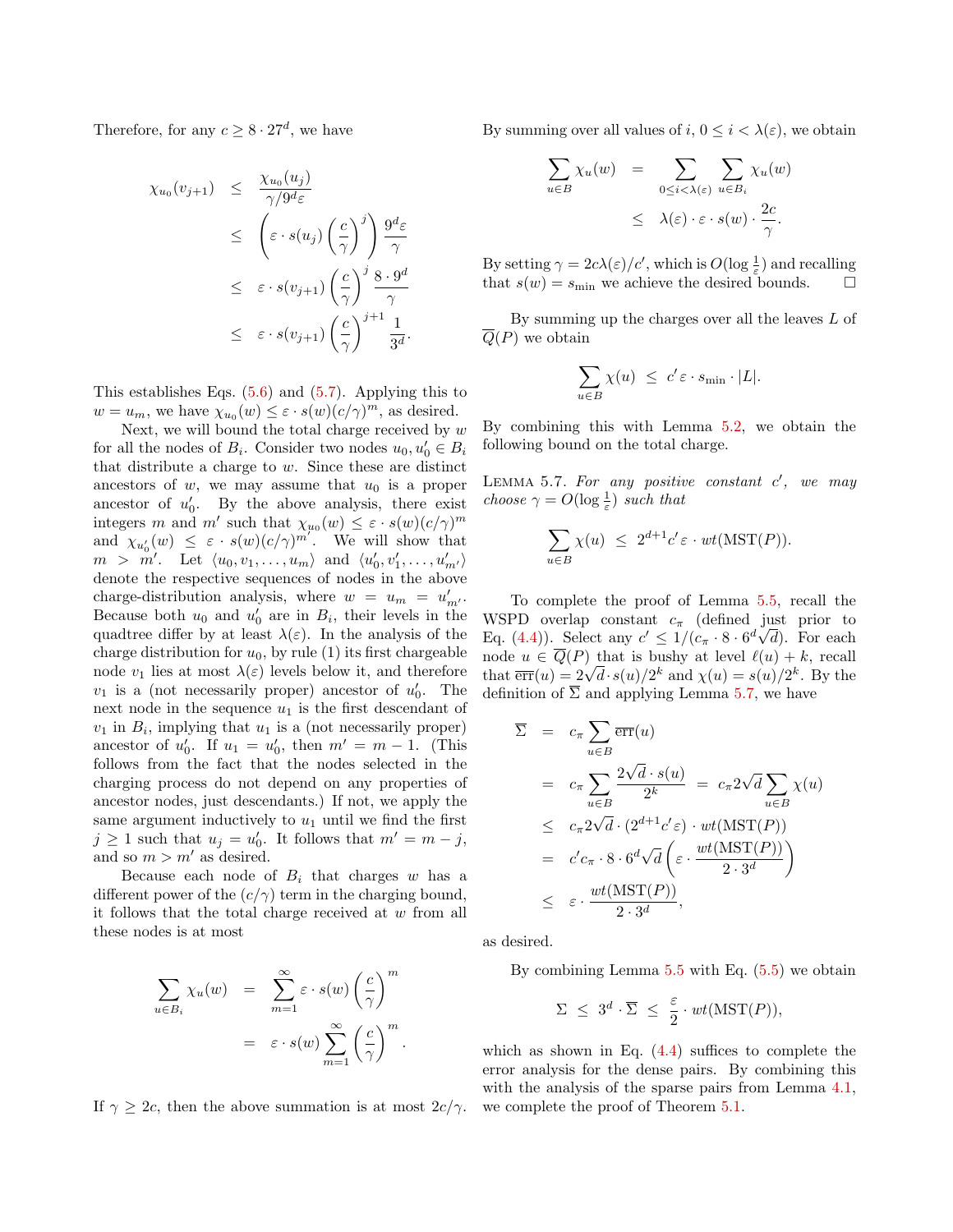Therefore, for any $c \geq 8 \cdot 27^d$, we have

$$
\begin{aligned}
\chi_{u_0}(v_{j+1}) &\leq \frac{\chi_{u_0}(u_j)}{\gamma/9^d\varepsilon} \\
&\leq \left(\varepsilon \cdot s(u_j)\left(\frac{c}{\gamma}\right)^j\right)\frac{9^d\varepsilon}{\gamma} \\
&\leq \varepsilon \cdot s(v_{j+1})\left(\frac{c}{\gamma}\right)^j \frac{8 \cdot 9^d}{\gamma} \\
&\leq \varepsilon \cdot s(v_{j+1})\left(\frac{c}{\gamma}\right)^{j+1} \frac{1}{3^d}.
\end{aligned}
$$

This establishes Eqs. (5.6) and (5.7). Applying this to $w = u_m$, we have $\chi_{u_0}(w) \leq \varepsilon \cdot s(w)(c/\gamma)^m$, as desired.

Next, we will bound the total charge received by $w$ for all the nodes of $B_i$. Consider two nodes $u_0, u_0' \in B_i$ that distribute a charge to $w$. Since these are distinct ancestors of $w$, we may assume that $u_0$ is a proper ancestor of $u_0'$. By the above analysis, there exist integers $m$ and $m'$ such that $\chi_{u_0}(w) \leq \varepsilon \cdot s(w)(c/\gamma)^m$ and $\chi_{u_0'}(w) \leq \varepsilon \cdot s(w)(c/\gamma)^{m'}$. We will show that $m > m'$. Let $\langle u_0, v_1, \ldots, u_m\rangle$ and $\langle u_0', v_1', \ldots, u_{m'}'\rangle$ denote the respective sequences of nodes in the above charge-distribution analysis, where $w = u_m = u_{m'}'$. Because both $u_0$ and $u_0'$ are in $B_i$, their levels in the quadtree differ by at least $\lambda(\varepsilon)$. In the analysis of the charge distribution for $u_0$, by rule (1) its first chargeable node $v_1$ lies at most $\lambda(\varepsilon)$ levels below it, and therefore $v_1$ is a (not necessarily proper) ancestor of $u_0'$. The next node in the sequence $u_1$ is the first descendant of $v_1$ in $B_i$, implying that $u_1$ is a (not necessarily proper) ancestor of $u_0'$. If $u_1 = u_0'$, then $m' = m - 1$. (This follows from the fact that the nodes selected in the charging process do not depend on any properties of ancestor nodes, just descendants.) If not, we apply the same argument inductively to $u_1$ until we find the first $j \geq 1$ such that $u_j = u_0'$. It follows that $m' = m - j$, and so $m > m'$ as desired.

Because each node of $B_i$ that charges $w$ has a different power of the $(c/\gamma)$ term in the charging bound, it follows that the total charge received at $w$ from all these nodes is at most

$$
\begin{aligned}
\sum_{u \in B_i} \chi_u(w) &= \sum_{m=1}^{\infty} \varepsilon \cdot s(w)\left(\frac{c}{\gamma}\right)^m \\
&= \varepsilon \cdot s(w) \sum_{m=1}^{\infty} \left(\frac{c}{\gamma}\right)^m.
\end{aligned}
$$

If $\gamma \geq 2c$, then the above summation is at most $2c/\gamma$. By summing over all values of $i$, $0 \leq i < \lambda(\varepsilon)$, we obtain

$$
\begin{aligned}
\sum_{u \in B} \chi_u(w) &= \sum_{0 \leq i < \lambda(\varepsilon)} \sum_{u \in B_i} \chi_u(w) \\
&\leq \lambda(\varepsilon) \cdot \varepsilon \cdot s(w) \cdot \frac{2c}{\gamma}.
\end{aligned}
$$

By setting $\gamma = 2c\lambda(\varepsilon)/c'$, which is $O(\log \frac{1}{\varepsilon})$ and recalling that $s(w) = s_{\min}$ we achieve the desired bounds. □

By summing up the charges over all the leaves $L$ of $\overline{Q}(P)$ we obtain

$$
\sum_{u \in B} \chi(u) \;\leq\; c'\,\varepsilon \cdot s_{\min} \cdot |L|.
$$

By combining this with Lemma 5.2, we obtain the following bound on the total charge.

**Lemma 5.7.** *For any positive constant $c'$, we may choose $\gamma = O(\log \frac{1}{\varepsilon})$ such that*

$$
\sum_{u \in B} \chi(u) \;\leq\; 2^{d+1} c'\,\varepsilon \cdot wt(\mathrm{MST}(P)).
$$

To complete the proof of Lemma 5.5, recall the WSPD overlap constant $c_\pi$ (defined just prior to Eq. (4.4)). Select any $c' \leq 1/(c_\pi \cdot 8 \cdot 6^d\sqrt{d})$. For each node $u \in \overline{Q}(P)$ that is bushy at level $\ell(u) + k$, recall that $\overline{\mathrm{err}}(u) = 2\sqrt{d} \cdot s(u)/2^k$ and $\chi(u) = s(u)/2^k$. By the definition of $\overline{\Sigma}$ and applying Lemma 5.7, we have

$$
\begin{aligned}
\overline{\Sigma} &= c_\pi \sum_{u \in B} \overline{\mathrm{err}}(u) \\
&= c_\pi \sum_{u \in B} \frac{2\sqrt{d} \cdot s(u)}{2^k} \;=\; c_\pi 2\sqrt{d} \sum_{u \in B} \chi(u) \\
&\leq c_\pi 2\sqrt{d} \cdot (2^{d+1} c'\varepsilon) \cdot wt(\mathrm{MST}(P)) \\
&= c' c_\pi \cdot 8 \cdot 6^d \sqrt{d}\left(\varepsilon \cdot \frac{wt(\mathrm{MST}(P))}{2 \cdot 3^d}\right) \\
&\leq \varepsilon \cdot \frac{wt(\mathrm{MST}(P))}{2 \cdot 3^d},
\end{aligned}
$$

as desired.

By combining Lemma 5.5 with Eq. (5.5) we obtain

$$
\Sigma \;\leq\; 3^d \cdot \overline{\Sigma} \;\leq\; \frac{\varepsilon}{2} \cdot wt(\mathrm{MST}(P)),
$$

which as shown in Eq. (4.4) suffices to complete the error analysis for the dense pairs. By combining this with the analysis of the sparse pairs from Lemma 4.1, we complete the proof of Theorem 5.1.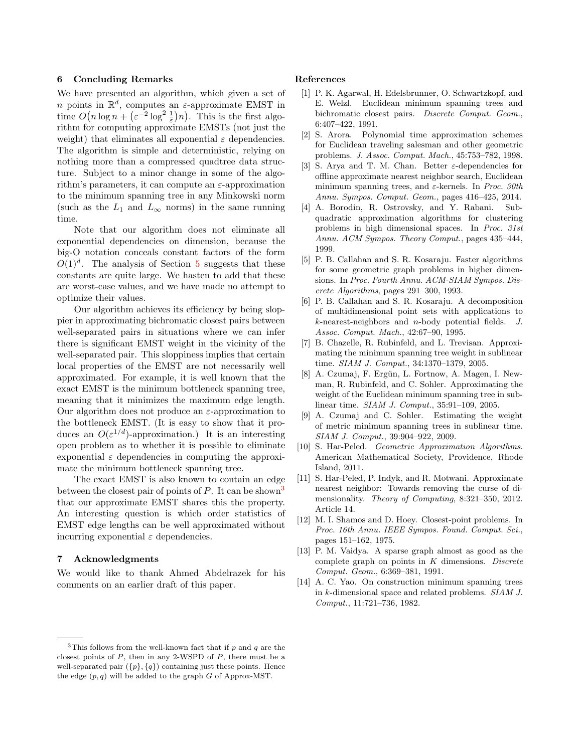## 6 Concluding Remarks

We have presented an algorithm, which given a set of $n$ points in $\mathbb{R}^d$, computes an $\varepsilon$-approximate EMST in time $O\big(n \log n + \big(\varepsilon^{-2} \log^2 \frac{1}{\varepsilon}\big) n\big)$. This is the first algorithm for computing approximate EMSTs (not just the weight) that eliminates all exponential $\varepsilon$ dependencies. The algorithm is simple and deterministic, relying on nothing more than a compressed quadtree data structure. Subject to a minor change in some of the algorithm's parameters, it can compute an $\varepsilon$-approximation to the minimum spanning tree in any Minkowski norm (such as the $L_1$ and $L_\infty$ norms) in the same running time.

Note that our algorithm does not eliminate all exponential dependencies on dimension, because the big-O notation conceals constant factors of the form $O(1)^d$. The analysis of Section 5 suggests that these constants are quite large. We hasten to add that these are worst-case values, and we have made no attempt to optimize their values.

Our algorithm achieves its efficiency by being sloppier in approximating bichromatic closest pairs between well-separated pairs in situations where we can infer there is significant EMST weight in the vicinity of the well-separated pair. This sloppiness implies that certain local properties of the EMST are not necessarily well approximated. For example, it is well known that the exact EMST is the minimum bottleneck spanning tree, meaning that it minimizes the maximum edge length. Our algorithm does not produce an $\varepsilon$-approximation to the bottleneck EMST. (It is easy to show that it produces an $O(\varepsilon^{1/d})$-approximation.) It is an interesting open problem as to whether it is possible to eliminate exponential $\varepsilon$ dependencies in computing the approximate the minimum bottleneck spanning tree.

The exact EMST is also known to contain an edge between the closest pair of points of $P$. It can be shown[3] that our approximate EMST shares this the property. An interesting question is which order statistics of EMST edge lengths can be well approximated without incurring exponential $\varepsilon$ dependencies.

## 7 Acknowledgments

We would like to thank Ahmed Abdelrazek for his comments on an earlier draft of this paper.

## References

[1] P. K. Agarwal, H. Edelsbrunner, O. Schwartzkopf, and E. Welzl. Euclidean minimum spanning trees and bichromatic closest pairs. *Discrete Comput. Geom.*, 6:407–422, 1991.

[2] S. Arora. Polynomial time approximation schemes for Euclidean traveling salesman and other geometric problems. *J. Assoc. Comput. Mach.*, 45:753–782, 1998.

[3] S. Arya and T. M. Chan. Better $\varepsilon$-dependencies for offline approximate nearest neighbor search, Euclidean minimum spanning trees, and $\varepsilon$-kernels. In *Proc. 30th Annu. Sympos. Comput. Geom.*, pages 416–425, 2014.

[4] A. Borodin, R. Ostrovsky, and Y. Rabani. Subquadratic approximation algorithms for clustering problems in high dimensional spaces. In *Proc. 31st Annu. ACM Sympos. Theory Comput.*, pages 435–444, 1999.

[5] P. B. Callahan and S. R. Kosaraju. Faster algorithms for some geometric graph problems in higher dimensions. In *Proc. Fourth Annu. ACM-SIAM Sympos. Discrete Algorithms*, pages 291–300, 1993.

[6] P. B. Callahan and S. R. Kosaraju. A decomposition of multidimensional point sets with applications to $k$-nearest-neighbors and $n$-body potential fields. *J. Assoc. Comput. Mach.*, 42:67–90, 1995.

[7] B. Chazelle, R. Rubinfeld, and L. Trevisan. Approximating the minimum spanning tree weight in sublinear time. *SIAM J. Comput.*, 34:1370–1379, 2005.

[8] A. Czumaj, F. Ergün, L. Fortnow, A. Magen, I. Newman, R. Rubinfeld, and C. Sohler. Approximating the weight of the Euclidean minimum spanning tree in sublinear time. *SIAM J. Comput.*, 35:91–109, 2005.

[9] A. Czumaj and C. Sohler. Estimating the weight of metric minimum spanning trees in sublinear time. *SIAM J. Comput.*, 39:904–922, 2009.

[10] S. Har-Peled. *Geometric Approximation Algorithms*. American Mathematical Society, Providence, Rhode Island, 2011.

[11] S. Har-Peled, P. Indyk, and R. Motwani. Approximate nearest neighbor: Towards removing the curse of dimensionality. *Theory of Computing*, 8:321–350, 2012. Article 14.

[12] M. I. Shamos and D. Hoey. Closest-point problems. In *Proc. 16th Annu. IEEE Sympos. Found. Comput. Sci.*, pages 151–162, 1975.

[13] P. M. Vaidya. A sparse graph almost as good as the complete graph on points in $K$ dimensions. *Discrete Comput. Geom.*, 6:369–381, 1991.

[14] A. C. Yao. On construction minimum spanning trees in $k$-dimensional space and related problems. *SIAM J. Comput.*, 11:721–736, 1982.

[3] This follows from the well-known fact that if $p$ and $q$ are the closest points of $P$, then in any 2-WSPD of $P$, there must be a well-separated pair $(\{p\}, \{q\})$ containing just these points. Hence the edge $(p, q)$ will be added to the graph $G$ of Approx-MST.